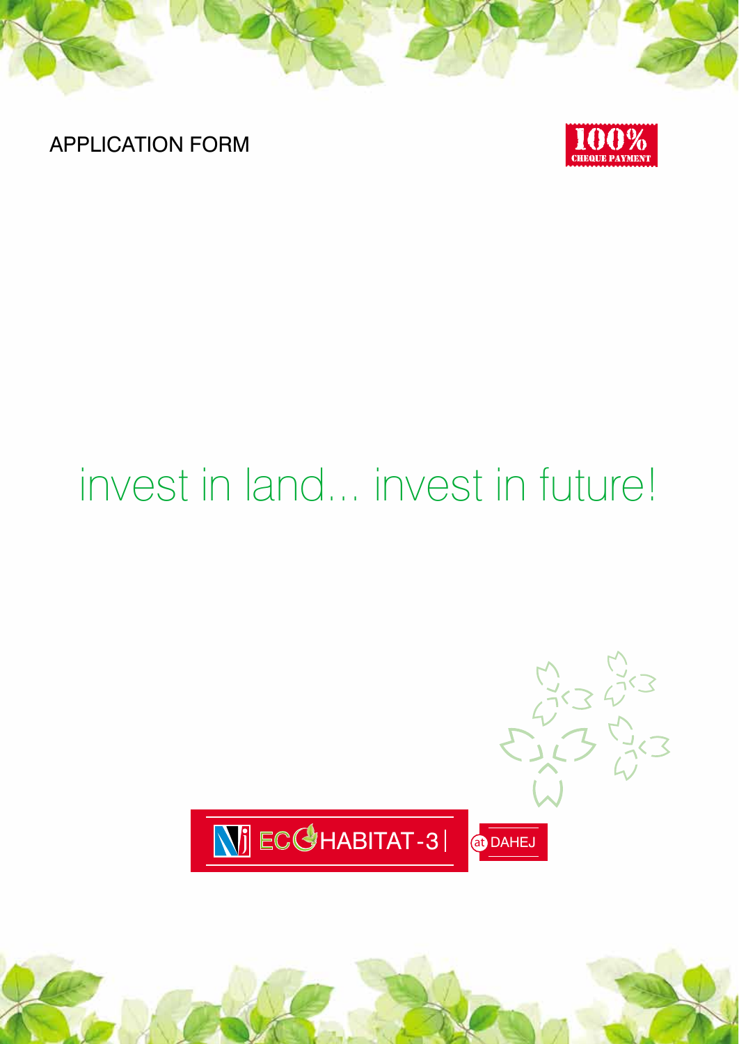APPLICATION FORM

100%
CHEQUE PAYMENT

# invest in land... invest in future!

NJ ECO HABITAT-3 | at DAHEJ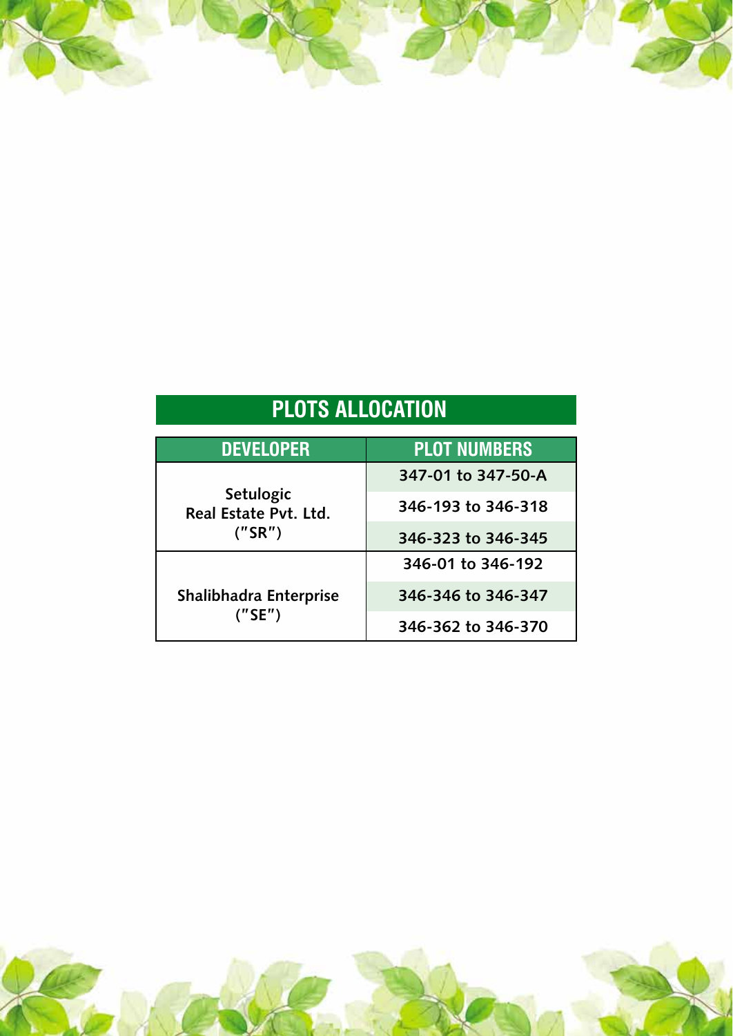# PLOTS ALLOCATION

| DEVELOPER | PLOT NUMBERS |
|---|---|
| Setulogic Real Estate Pvt. Ltd. ("SR") | 347-01 to 347-50-A |
| | 346-193 to 346-318 |
| | 346-323 to 346-345 |
| Shalibhadra Enterprise ("SE") | 346-01 to 346-192 |
| | 346-346 to 346-347 |
| | 346-362 to 346-370 |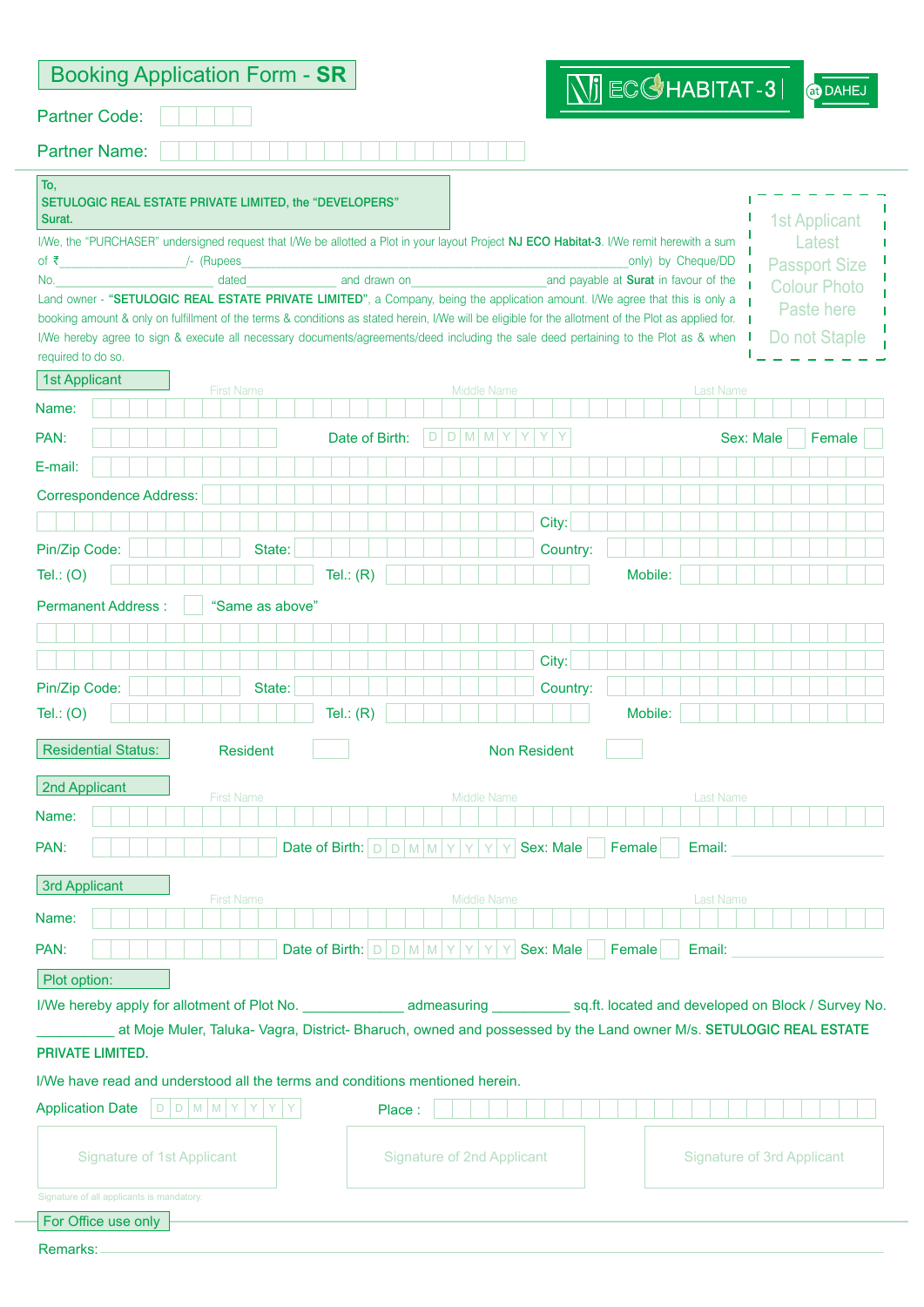# Booking Application Form - SR

NJ ECO HABITAT-3 at DAHEJ

Partner Code:

Partner Name:

To,
SETULOGIC REAL ESTATE PRIVATE LIMITED, the "DEVELOPERS"
Surat.

1st Applicant Latest Passport Size Colour Photo Paste here Do not Staple

I/We, the "PURCHASER" undersigned request that I/We be allotted a Plot in your layout Project **NJ ECO Habitat-3**. I/We remit herewith a sum of ₹__________________/- (Rupees__________________________________________only) by Cheque/DD No.______________________ dated______________ and drawn on____________________and payable at **Surat** in favour of the Land owner - **"SETULOGIC REAL ESTATE PRIVATE LIMITED"**, a Company, being the application amount. I/We agree that this is only a booking amount & only on fulfillment of the terms & conditions as stated herein, I/We will be eligible for the allotment of the Plot as applied for. I/We hereby agree to sign & execute all necessary documents/agreements/deed including the sale deed pertaining to the Plot as & when required to do so.

## 1st Applicant

Name: First Name | Middle Name | Last Name

PAN: Date of Birth: D D M M Y Y Y Y Sex: Male ☐ Female ☐

E-mail:

Correspondence Address:

City:

Pin/Zip Code: State: Country:

Tel.: (O) Tel.: (R) Mobile:

Permanent Address : ☐ "Same as above"

City:

Pin/Zip Code: State: Country:

Tel.: (O) Tel.: (R) Mobile:

Residential Status: Resident ☐ Non Resident ☐

## 2nd Applicant

Name: First Name | Middle Name | Last Name

PAN: Date of Birth: D D M M Y Y Y Y Sex: Male ☐ Female ☐ Email:

## 3rd Applicant

Name: First Name | Middle Name | Last Name

PAN: Date of Birth: D D M M Y Y Y Y Sex: Male ☐ Female ☐ Email:

## Plot option:

I/We hereby apply for allotment of Plot No. _____________ admeasuring __________ sq.ft. located and developed on Block / Survey No. __________ at Moje Muler, Taluka- Vagra, District- Bharuch, owned and possessed by the Land owner M/s. **SETULOGIC REAL ESTATE PRIVATE LIMITED.**

I/We have read and understood all the terms and conditions mentioned herein.

Application Date D D M M Y Y Y Y Place :

Signature of 1st Applicant | Signature of 2nd Applicant | Signature of 3rd Applicant

Signature of all applicants is mandatory.

## For Office use only

Remarks: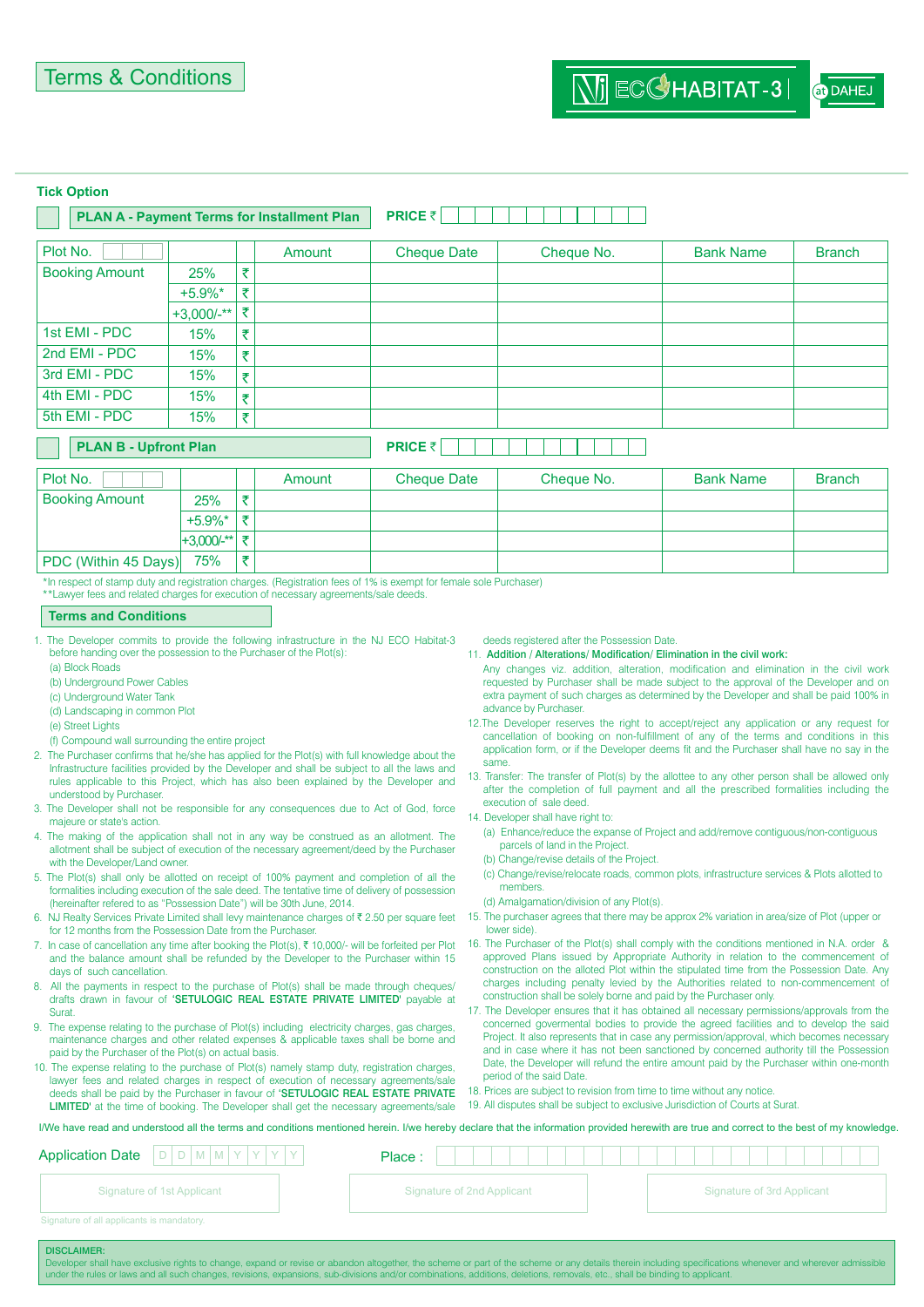# Terms & Conditions

NJ ECO HABITAT-3 at DAHEJ

**Tick Option**

**PLAN A - Payment Terms for Installment Plan** PRICE ₹

| Plot No. | | | Amount | Cheque Date | Cheque No. | Bank Name | Branch |
|---|---|---|---|---|---|---|---|
| Booking Amount | 25% | ₹ | | | | | |
| | +5.9%* | ₹ | | | | | |
| | +3,000/-** | ₹ | | | | | |
| 1st EMI - PDC | 15% | ₹ | | | | | |
| 2nd EMI - PDC | 15% | ₹ | | | | | |
| 3rd EMI - PDC | 15% | ₹ | | | | | |
| 4th EMI - PDC | 15% | ₹ | | | | | |
| 5th EMI - PDC | 15% | ₹ | | | | | |

**PLAN B - Upfront Plan** PRICE ₹

| Plot No. | | | Amount | Cheque Date | Cheque No. | Bank Name | Branch |
|---|---|---|---|---|---|---|---|
| Booking Amount | 25% | ₹ | | | | | |
| | +5.9%* | ₹ | | | | | |
| | +3,000/-** | ₹ | | | | | |
| PDC (Within 45 Days) | 75% | ₹ | | | | | |

*In respect of stamp duty and registration charges. (Registration fees of 1% is exempt for female sole Purchaser)
**Lawyer fees and related charges for execution of necessary agreements/sale deeds.

## Terms and Conditions

1. The Developer commits to provide the following infrastructure in the NJ ECO Habitat-3 before handing over the possession to the Purchaser of the Plot(s):
   (a) Block Roads
   (b) Underground Power Cables
   (c) Underground Water Tank
   (d) Landscaping in common Plot
   (e) Street Lights
   (f) Compound wall surrounding the entire project
2. The Purchaser confirms that he/she has applied for the Plot(s) with full knowledge about the Infrastructure facilities provided by the Developer and shall be subject to all the laws and rules applicable to this Project, which has also been explained by the Developer and understood by Purchaser.
3. The Developer shall not be responsible for any consequences due to Act of God, force majeure or state's action.
4. The making of the application shall not in any way be construed as an allotment. The allotment shall be subject of execution of the necessary agreement/deed by the Purchaser with the Developer/Land owner.
5. The Plot(s) shall only be allotted on receipt of 100% payment and completion of all the formalities including execution of the sale deed. The tentative time of delivery of possession (hereinafter refered to as "Possession Date") will be 30th June, 2014.
6. NJ Realty Services Private Limited shall levy maintenance charges of ₹ 2.50 per square feet for 12 months from the Possession Date from the Purchaser.
7. In case of cancellation any time after booking the Plot(s), ₹ 10,000/- will be forfeited per Plot and the balance amount shall be refunded by the Developer to the Purchaser within 15 days of such cancellation.
8. All the payments in respect to the purchase of Plot(s) shall be made through cheques/ drafts drawn in favour of **'SETULOGIC REAL ESTATE PRIVATE LIMITED'** payable at Surat.
9. The expense relating to the purchase of Plot(s) including electricity charges, gas charges, maintenance charges and other related expenses & applicable taxes shall be borne and paid by the Purchaser of the Plot(s) on actual basis.
10. The expense relating to the purchase of Plot(s) namely stamp duty, registration charges, lawyer fees and related charges in respect of execution of necessary agreements/sale deeds shall be paid by the Purchaser in favour of **'SETULOGIC REAL ESTATE PRIVATE LIMITED'** at the time of booking. The Developer shall get the necessary agreements/sale deeds registered after the Possession Date.
11. **Addition / Alterations/ Modification/ Elimination in the civil work:**
    Any changes viz. addition, alteration, modification and elimination in the civil work requested by Purchaser shall be made subject to the approval of the Developer and on extra payment of such charges as determined by the Developer and shall be paid 100% in advance by Purchaser.
12. The Developer reserves the right to accept/reject any application or any request for cancellation of booking on non-fulfillment of any of the terms and conditions in this application form, or if the Developer deems fit and the Purchaser shall have no say in the same.
13. Transfer: The transfer of Plot(s) by the allottee to any other person shall be allowed only after the completion of full payment and all the prescribed formalities including the execution of sale deed.
14. Developer shall have right to:
    (a) Enhance/reduce the expanse of Project and add/remove contiguous/non-contiguous parcels of land in the Project.
    (b) Change/revise details of the Project.
    (c) Change/revise/relocate roads, common plots, infrastructure services & Plots allotted to members.
    (d) Amalgamation/division of any Plot(s).
15. The purchaser agrees that there may be approx 2% variation in area/size of Plot (upper or lower side).
16. The Purchaser of the Plot(s) shall comply with the conditions mentioned in N.A. order & approved Plans issued by Appropriate Authority in relation to the commencement of construction on the alloted Plot within the stipulated time from the Possession Date. Any charges including penalty levied by the Authorities related to non-commencement of construction shall be solely borne and paid by the Purchaser only.
17. The Developer ensures that it has obtained all necessary permissions/approvals from the concerned govermental bodies to provide the agreed facilities and to develop the said Project. It also represents that in case any permission/approval, which becomes necessary and in case where it has not been sanctioned by concerned authority till the Possession Date, the Developer will refund the entire amount paid by the Purchaser within one-month period of the said Date.
18. Prices are subject to revision from time to time without any notice.
19. All disputes shall be subject to exclusive Jurisdiction of Courts at Surat.

I/We have read and understood all the terms and conditions mentioned herein. I/we hereby declare that the information provided herewith are true and correct to the best of my knowledge.

Application Date D D M M Y Y Y Y    Place :

Signature of 1st Applicant | Signature of 2nd Applicant | Signature of 3rd Applicant

Signature of all applicants is mandatory.

**DISCLAIMER:**
Developer shall have exclusive rights to change, expand or revise or abandon altogether, the scheme or part of the scheme or any details therein including specifications whenever and wherever admissible under the rules or laws and all such changes, revisions, expansions, sub-divisions and/or combinations, additions, deletions, removals, etc., shall be binding to applicant.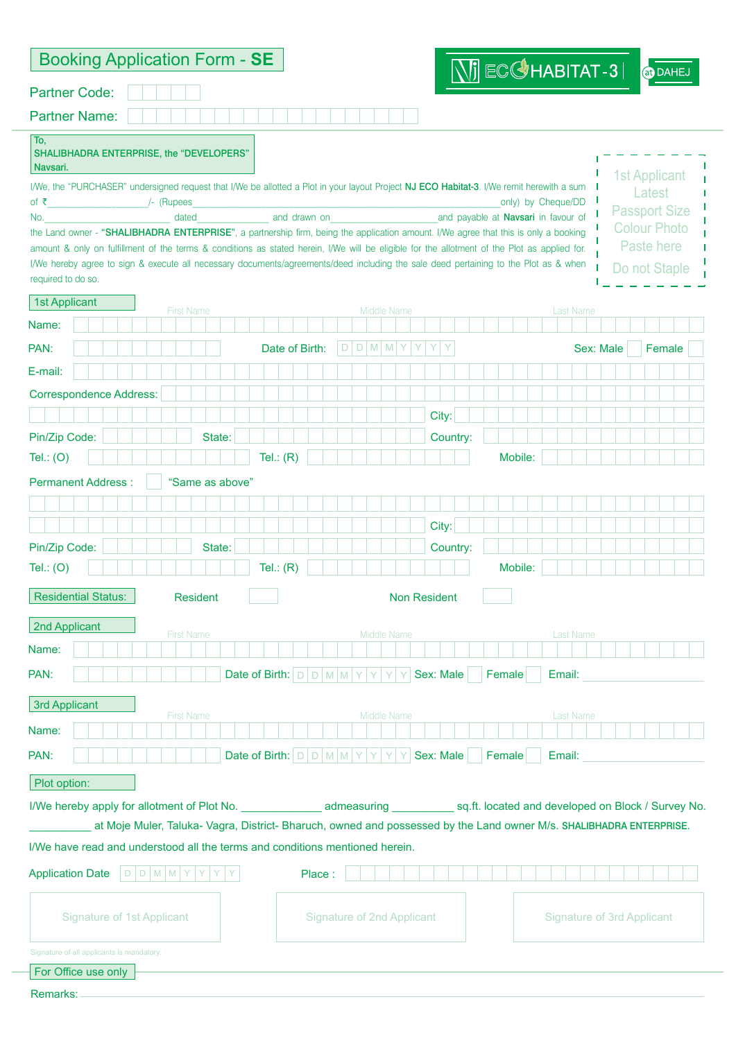# Booking Application Form - SE

NJ ECO HABITAT-3 at DAHEJ

Partner Code:

Partner Name:

To,
SHALIBHADRA ENTERPRISE, the "DEVELOPERS"
Navsari.

1st Applicant Latest Passport Size Colour Photo Paste here

Do not Staple

I/We, the "PURCHASER" undersigned request that I/We be allotted a Plot in your layout Project **NJ ECO Habitat-3**. I/We remit herewith a sum of ₹\_\_\_\_\_\_\_\_\_\_\_\_\_\_\_\_\_\_/- (Rupees\_\_\_\_\_\_\_\_\_\_\_\_\_\_\_\_\_\_\_\_\_\_\_\_\_\_\_\_\_\_\_\_\_\_\_\_\_\_\_\_\_\_\_\_\_\_\_\_\_only) by Cheque/DD No.\_\_\_\_\_\_\_\_\_\_\_\_\_\_\_\_\_\_\_\_\_ dated\_\_\_\_\_\_\_\_\_\_\_\_ and drawn on\_\_\_\_\_\_\_\_\_\_\_\_\_\_\_\_\_\_\_\_and payable at **Navsari** in favour of the Land owner - **"SHALIBHADRA ENTERPRISE"**, a partnership firm, being the application amount. I/We agree that this is only a booking amount & only on fulfillment of the terms & conditions as stated herein, I/We will be eligible for the allotment of the Plot as applied for. I/We hereby agree to sign & execute all necessary documents/agreements/deed including the sale deed pertaining to the Plot as & when required to do so.

## 1st Applicant

Name: First Name \_\_\_\_ Middle Name \_\_\_\_ Last Name \_\_\_\_

PAN: \_\_\_\_ Date of Birth: D D M M Y Y Y Y Sex: Male ☐ Female ☐

E-mail:

Correspondence Address:

City:

Pin/Zip Code: State: Country:

Tel.: (O) Tel.: (R) Mobile:

Permanent Address : ☐ "Same as above"

City:

Pin/Zip Code: State: Country:

Tel.: (O) Tel.: (R) Mobile:

**Residential Status:** Resident ☐ Non Resident ☐

## 2nd Applicant

Name: First Name \_\_\_\_ Middle Name \_\_\_\_ Last Name \_\_\_\_

PAN: \_\_\_\_ Date of Birth: D D M M Y Y Y Y Sex: Male ☐ Female ☐ Email: \_\_\_\_

## 3rd Applicant

Name: First Name \_\_\_\_ Middle Name \_\_\_\_ Last Name \_\_\_\_

PAN: \_\_\_\_ Date of Birth: D D M M Y Y Y Y Sex: Male ☐ Female ☐ Email: \_\_\_\_

## Plot option:

I/We hereby apply for allotment of Plot No. \_\_\_\_\_\_\_\_\_\_\_\_\_ admeasuring \_\_\_\_\_\_\_\_\_\_ sq.ft. located and developed on Block / Survey No. \_\_\_\_\_\_\_\_\_\_ at Moje Muler, Taluka- Vagra, District- Bharuch, owned and possessed by the Land owner M/s. SHALIBHADRA ENTERPRISE.

I/We have read and understood all the terms and conditions mentioned herein.

Application Date D D M M Y Y Y Y Place :

Signature of 1st Applicant | Signature of 2nd Applicant | Signature of 3rd Applicant

Signature of all applicants is mandatory.

## For Office use only

Remarks: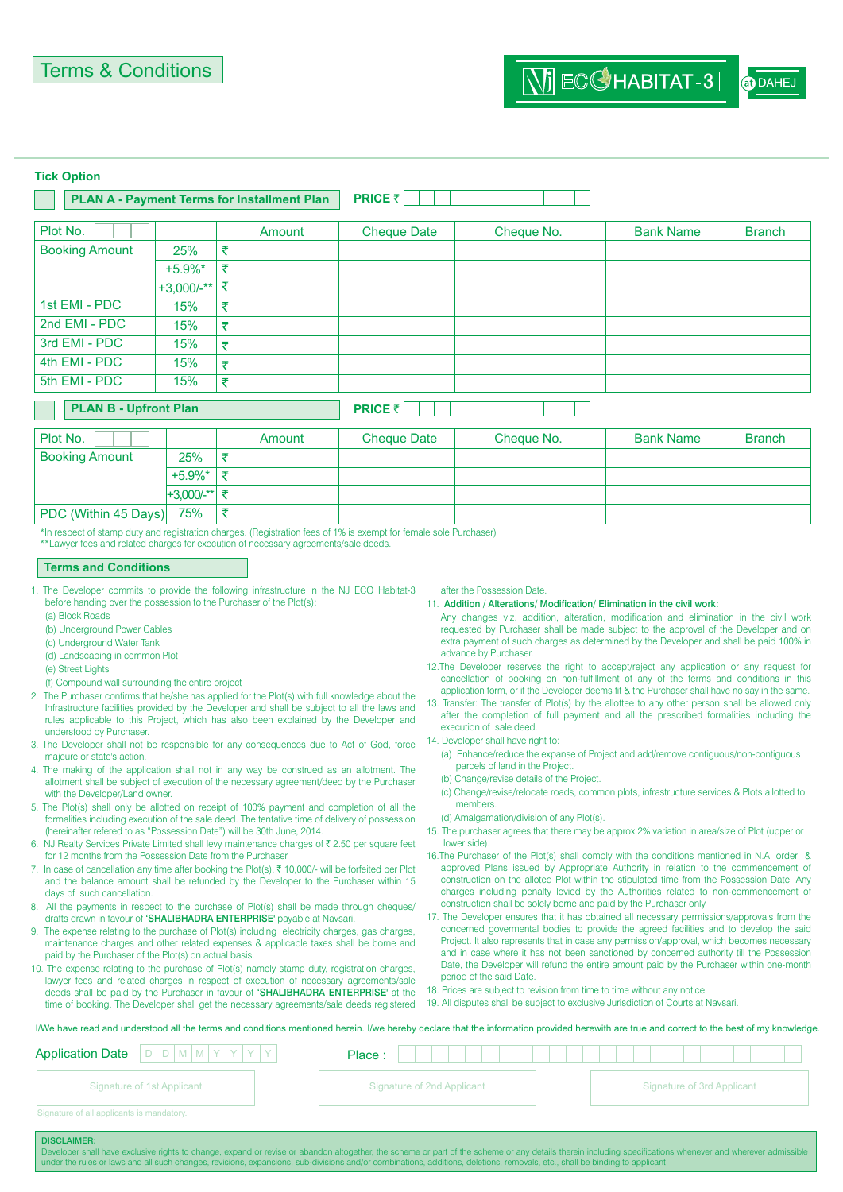# Terms & Conditions

NJ ECO HABITAT-3 at DAHEJ

**Tick Option**

☐ **PLAN A - Payment Terms for Installment Plan** **PRICE ₹**

| Plot No. | | | Amount | Cheque Date | Cheque No. | Bank Name | Branch |
|---|---|---|---|---|---|---|---|
| Booking Amount | 25% | ₹ | | | | | |
| | +5.9%* | ₹ | | | | | |
| | +3,000/-** | ₹ | | | | | |
| 1st EMI - PDC | 15% | ₹ | | | | | |
| 2nd EMI - PDC | 15% | ₹ | | | | | |
| 3rd EMI - PDC | 15% | ₹ | | | | | |
| 4th EMI - PDC | 15% | ₹ | | | | | |
| 5th EMI - PDC | 15% | ₹ | | | | | |

☐ **PLAN B - Upfront Plan** **PRICE ₹**

| Plot No. | | | Amount | Cheque Date | Cheque No. | Bank Name | Branch |
|---|---|---|---|---|---|---|---|
| Booking Amount | 25% | ₹ | | | | | |
| | +5.9%* | ₹ | | | | | |
| | +3,000/-** | ₹ | | | | | |
| PDC (Within 45 Days) | 75% | ₹ | | | | | |

*In respect of stamp duty and registration charges. (Registration fees of 1% is exempt for female sole Purchaser)
**Lawyer fees and related charges for execution of necessary agreements/sale deeds.

## Terms and Conditions

1. The Developer commits to provide the following infrastructure in the NJ ECO Habitat-3 before handing over the possession to the Purchaser of the Plot(s):
   (a) Block Roads
   (b) Underground Power Cables
   (c) Underground Water Tank
   (d) Landscaping in common Plot
   (e) Street Lights
   (f) Compound wall surrounding the entire project
2. The Purchaser confirms that he/she has applied for the Plot(s) with full knowledge about the Infrastructure facilities provided by the Developer and shall be subject to all the laws and rules applicable to this Project, which has also been explained by the Developer and understood by Purchaser.
3. The Developer shall not be responsible for any consequences due to Act of God, force majeure or state's action.
4. The making of the application shall not in any way be construed as an allotment. The allotment shall be subject of execution of the necessary agreement/deed by the Purchaser with the Developer/Land owner.
5. The Plot(s) shall only be allotted on receipt of 100% payment and completion of all the formalities including execution of the sale deed. The tentative time of delivery of possession (hereinafter refered to as "Possession Date") will be 30th June, 2014.
6. NJ Realty Services Private Limited shall levy maintenance charges of ₹ 2.50 per square feet for 12 months from the Possession Date from the Purchaser.
7. In case of cancellation any time after booking the Plot(s), ₹ 10,000/- will be forfeited per Plot and the balance amount shall be refunded by the Developer to the Purchaser within 15 days of such cancellation.
8. All the payments in respect to the purchase of Plot(s) shall be made through cheques/ drafts drawn in favour of '**SHALIBHADRA ENTERPRISE**' payable at Navsari.
9. The expense relating to the purchase of Plot(s) including electricity charges, gas charges, maintenance charges and other related expenses & applicable taxes shall be borne and paid by the Purchaser of the Plot(s) on actual basis.
10. The expense relating to the purchase of Plot(s) namely stamp duty, registration charges, lawyer fees and related charges in respect of execution of necessary agreements/sale deeds shall be paid by the Purchaser in favour of '**SHALIBHADRA ENTERPRISE**' at the time of booking. The Developer shall get the necessary agreements/sale deeds registered after the Possession Date.
11. **Addition / Alterations/ Modification/ Elimination in the civil work:**
    Any changes viz. addition, alteration, modification and elimination in the civil work requested by Purchaser shall be made subject to the approval of the Developer and on extra payment of such charges as determined by the Developer and shall be paid 100% in advance by Purchaser.
12. The Developer reserves the right to accept/reject any application or any request for cancellation of booking on non-fulfillment of any of the terms and conditions in this application form, or if the Developer deems fit & the Purchaser shall have no say in the same.
13. Transfer: The transfer of Plot(s) by the allottee to any other person shall be allowed only after the completion of full payment and all the prescribed formalities including the execution of sale deed.
14. Developer shall have right to:
    (a) Enhance/reduce the expanse of Project and add/remove contiguous/non-contiguous parcels of land in the Project.
    (b) Change/revise details of the Project.
    (c) Change/revise/relocate roads, common plots, infrastructure services & Plots allotted to members.
    (d) Amalgamation/division of any Plot(s).
15. The purchaser agrees that there may be approx 2% variation in area/size of Plot (upper or lower side).
16. The Purchaser of the Plot(s) shall comply with the conditions mentioned in N.A. order & approved Plans issued by Appropriate Authority in relation to the commencement of construction on the alloted Plot within the stipulated time from the Possession Date. Any charges including penalty levied by the Authorities related to non-commencement of construction shall be solely borne and paid by the Purchaser only.
17. The Developer ensures that it has obtained all necessary permissions/approvals from the concerned govermental bodies to provide the agreed facilities and to develop the said Project. It also represents that in case any permission/approval, which becomes necessary and in case where it has not been sanctioned by concerned authority till the Possession Date, the Developer will refund the entire amount paid by the Purchaser within one-month period of the said Date.
18. Prices are subject to revision from time to time without any notice.
19. All disputes shall be subject to exclusive Jurisdiction of Courts at Navsari.

I/We have read and understood all the terms and conditions mentioned herein. I/we hereby declare that the information provided herewith are true and correct to the best of my knowledge.

Application Date D D M M Y Y Y Y Place :

Signature of 1st Applicant | Signature of 2nd Applicant | Signature of 3rd Applicant

Signature of all applicants is mandatory.

**DISCLAIMER:**
Developer shall have exclusive rights to change, expand or revise or abandon altogether, the scheme or part of the scheme or any details therein including specifications whenever and wherever admissible under the rules or laws and all such changes, revisions, expansions, sub-divisions and/or combinations, additions, deletions, removals, etc., shall be binding to applicant.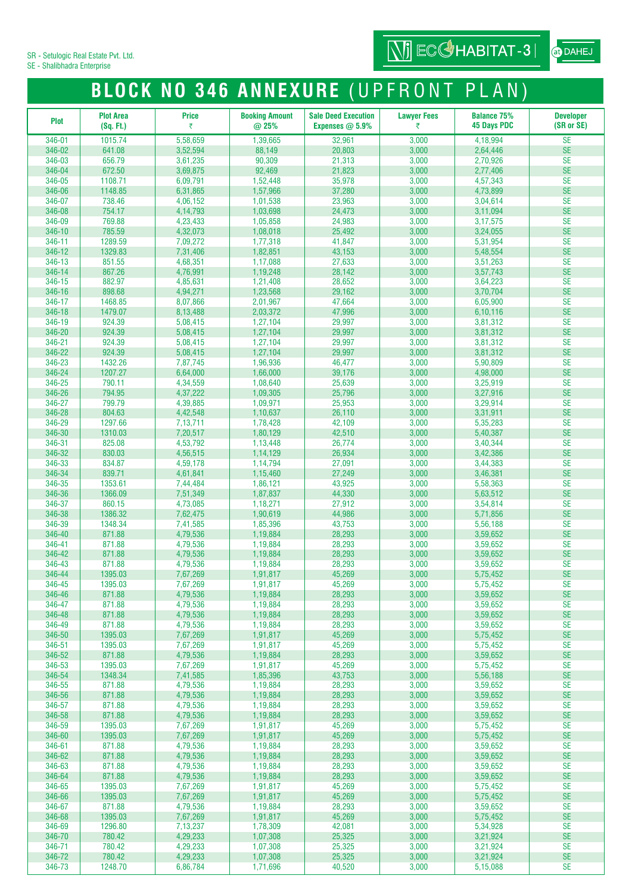SR - Setulogic Real Estate Pvt. Ltd.
SE - Shalibhadra Enterprise

ECOHABITAT-3 at DAHEJ

# BLOCK NO 346 ANNEXURE (UPFRONT PLAN)

| Plot | Plot Area (Sq. Ft.) | Price ₹ | Booking Amount @ 25% | Sale Deed Execution Expenses @ 5.9% | Lawyer Fees ₹ | Balance 75% 45 Days PDC | Developer (SR or SE) |
|---|---|---|---|---|---|---|---|
| 346-01 | 1015.74 | 5,58,659 | 1,39,665 | 32,961 | 3,000 | 4,18,994 | SE |
| 346-02 | 641.08 | 3,52,594 | 88,149 | 20,803 | 3,000 | 2,64,446 | SE |
| 346-03 | 656.79 | 3,61,235 | 90,309 | 21,313 | 3,000 | 2,70,926 | SE |
| 346-04 | 672.50 | 3,69,875 | 92,469 | 21,823 | 3,000 | 2,77,406 | SE |
| 346-05 | 1108.71 | 6,09,791 | 1,52,448 | 35,978 | 3,000 | 4,57,343 | SE |
| 346-06 | 1148.85 | 6,31,865 | 1,57,966 | 37,280 | 3,000 | 4,73,899 | SE |
| 346-07 | 738.46 | 4,06,152 | 1,01,538 | 23,963 | 3,000 | 3,04,614 | SE |
| 346-08 | 754.17 | 4,14,793 | 1,03,698 | 24,473 | 3,000 | 3,11,094 | SE |
| 346-09 | 769.88 | 4,23,433 | 1,05,858 | 24,983 | 3,000 | 3,17,575 | SE |
| 346-10 | 785.59 | 4,32,073 | 1,08,018 | 25,492 | 3,000 | 3,24,055 | SE |
| 346-11 | 1289.59 | 7,09,272 | 1,77,318 | 41,847 | 3,000 | 5,31,954 | SE |
| 346-12 | 1329.83 | 7,31,406 | 1,82,851 | 43,153 | 3,000 | 5,48,554 | SE |
| 346-13 | 851.55 | 4,68,351 | 1,17,088 | 27,633 | 3,000 | 3,51,263 | SE |
| 346-14 | 867.26 | 4,76,991 | 1,19,248 | 28,142 | 3,000 | 3,57,743 | SE |
| 346-15 | 882.97 | 4,85,631 | 1,21,408 | 28,652 | 3,000 | 3,64,223 | SE |
| 346-16 | 898.68 | 4,94,271 | 1,23,568 | 29,162 | 3,000 | 3,70,704 | SE |
| 346-17 | 1468.85 | 8,07,866 | 2,01,967 | 47,664 | 3,000 | 6,05,900 | SE |
| 346-18 | 1479.07 | 8,13,488 | 2,03,372 | 47,996 | 3,000 | 6,10,116 | SE |
| 346-19 | 924.39 | 5,08,415 | 1,27,104 | 29,997 | 3,000 | 3,81,312 | SE |
| 346-20 | 924.39 | 5,08,415 | 1,27,104 | 29,997 | 3,000 | 3,81,312 | SE |
| 346-21 | 924.39 | 5,08,415 | 1,27,104 | 29,997 | 3,000 | 3,81,312 | SE |
| 346-22 | 924.39 | 5,08,415 | 1,27,104 | 29,997 | 3,000 | 3,81,312 | SE |
| 346-23 | 1432.26 | 7,87,745 | 1,96,936 | 46,477 | 3,000 | 5,90,809 | SE |
| 346-24 | 1207.27 | 6,64,000 | 1,66,000 | 39,176 | 3,000 | 4,98,000 | SE |
| 346-25 | 790.11 | 4,34,559 | 1,08,640 | 25,639 | 3,000 | 3,25,919 | SE |
| 346-26 | 794.95 | 4,37,222 | 1,09,305 | 25,796 | 3,000 | 3,27,916 | SE |
| 346-27 | 799.79 | 4,39,885 | 1,09,971 | 25,953 | 3,000 | 3,29,914 | SE |
| 346-28 | 804.63 | 4,42,548 | 1,10,637 | 26,110 | 3,000 | 3,31,911 | SE |
| 346-29 | 1297.66 | 7,13,711 | 1,78,428 | 42,109 | 3,000 | 5,35,283 | SE |
| 346-30 | 1310.03 | 7,20,517 | 1,80,129 | 42,510 | 3,000 | 5,40,387 | SE |
| 346-31 | 825.08 | 4,53,792 | 1,13,448 | 26,774 | 3,000 | 3,40,344 | SE |
| 346-32 | 830.03 | 4,56,515 | 1,14,129 | 26,934 | 3,000 | 3,42,386 | SE |
| 346-33 | 834.87 | 4,59,178 | 1,14,794 | 27,091 | 3,000 | 3,44,383 | SE |
| 346-34 | 839.71 | 4,61,841 | 1,15,460 | 27,249 | 3,000 | 3,46,381 | SE |
| 346-35 | 1353.61 | 7,44,484 | 1,86,121 | 43,925 | 3,000 | 5,58,363 | SE |
| 346-36 | 1366.09 | 7,51,349 | 1,87,837 | 44,330 | 3,000 | 5,63,512 | SE |
| 346-37 | 860.15 | 4,73,085 | 1,18,271 | 27,912 | 3,000 | 3,54,814 | SE |
| 346-38 | 1386.32 | 7,62,475 | 1,90,619 | 44,986 | 3,000 | 5,71,856 | SE |
| 346-39 | 1348.34 | 7,41,585 | 1,85,396 | 43,753 | 3,000 | 5,56,188 | SE |
| 346-40 | 871.88 | 4,79,536 | 1,19,884 | 28,293 | 3,000 | 3,59,652 | SE |
| 346-41 | 871.88 | 4,79,536 | 1,19,884 | 28,293 | 3,000 | 3,59,652 | SE |
| 346-42 | 871.88 | 4,79,536 | 1,19,884 | 28,293 | 3,000 | 3,59,652 | SE |
| 346-43 | 871.88 | 4,79,536 | 1,19,884 | 28,293 | 3,000 | 3,59,652 | SE |
| 346-44 | 1395.03 | 7,67,269 | 1,91,817 | 45,269 | 3,000 | 5,75,452 | SE |
| 346-45 | 1395.03 | 7,67,269 | 1,91,817 | 45,269 | 3,000 | 5,75,452 | SE |
| 346-46 | 871.88 | 4,79,536 | 1,19,884 | 28,293 | 3,000 | 3,59,652 | SE |
| 346-47 | 871.88 | 4,79,536 | 1,19,884 | 28,293 | 3,000 | 3,59,652 | SE |
| 346-48 | 871.88 | 4,79,536 | 1,19,884 | 28,293 | 3,000 | 3,59,652 | SE |
| 346-49 | 871.88 | 4,79,536 | 1,19,884 | 28,293 | 3,000 | 3,59,652 | SE |
| 346-50 | 1395.03 | 7,67,269 | 1,91,817 | 45,269 | 3,000 | 5,75,452 | SE |
| 346-51 | 1395.03 | 7,67,269 | 1,91,817 | 45,269 | 3,000 | 5,75,452 | SE |
| 346-52 | 871.88 | 4,79,536 | 1,19,884 | 28,293 | 3,000 | 3,59,652 | SE |
| 346-53 | 1395.03 | 7,67,269 | 1,91,817 | 45,269 | 3,000 | 5,75,452 | SE |
| 346-54 | 1348.34 | 7,41,585 | 1,85,396 | 43,753 | 3,000 | 5,56,188 | SE |
| 346-55 | 871.88 | 4,79,536 | 1,19,884 | 28,293 | 3,000 | 3,59,652 | SE |
| 346-56 | 871.88 | 4,79,536 | 1,19,884 | 28,293 | 3,000 | 3,59,652 | SE |
| 346-57 | 871.88 | 4,79,536 | 1,19,884 | 28,293 | 3,000 | 3,59,652 | SE |
| 346-58 | 871.88 | 4,79,536 | 1,19,884 | 28,293 | 3,000 | 3,59,652 | SE |
| 346-59 | 1395.03 | 7,67,269 | 1,91,817 | 45,269 | 3,000 | 5,75,452 | SE |
| 346-60 | 1395.03 | 7,67,269 | 1,91,817 | 45,269 | 3,000 | 5,75,452 | SE |
| 346-61 | 871.88 | 4,79,536 | 1,19,884 | 28,293 | 3,000 | 3,59,652 | SE |
| 346-62 | 871.88 | 4,79,536 | 1,19,884 | 28,293 | 3,000 | 3,59,652 | SE |
| 346-63 | 871.88 | 4,79,536 | 1,19,884 | 28,293 | 3,000 | 3,59,652 | SE |
| 346-64 | 871.88 | 4,79,536 | 1,19,884 | 28,293 | 3,000 | 3,59,652 | SE |
| 346-65 | 1395.03 | 7,67,269 | 1,91,817 | 45,269 | 3,000 | 5,75,452 | SE |
| 346-66 | 1395.03 | 7,67,269 | 1,91,817 | 45,269 | 3,000 | 5,75,452 | SE |
| 346-67 | 871.88 | 4,79,536 | 1,19,884 | 28,293 | 3,000 | 3,59,652 | SE |
| 346-68 | 1395.03 | 7,67,269 | 1,91,817 | 45,269 | 3,000 | 5,75,452 | SE |
| 346-69 | 1296.80 | 7,13,237 | 1,78,309 | 42,081 | 3,000 | 5,34,928 | SE |
| 346-70 | 780.42 | 4,29,233 | 1,07,308 | 25,325 | 3,000 | 3,21,924 | SE |
| 346-71 | 780.42 | 4,29,233 | 1,07,308 | 25,325 | 3,000 | 3,21,924 | SE |
| 346-72 | 780.42 | 4,29,233 | 1,07,308 | 25,325 | 3,000 | 3,21,924 | SE |
| 346-73 | 1248.70 | 6,86,784 | 1,71,696 | 40,520 | 3,000 | 5,15,088 | SE |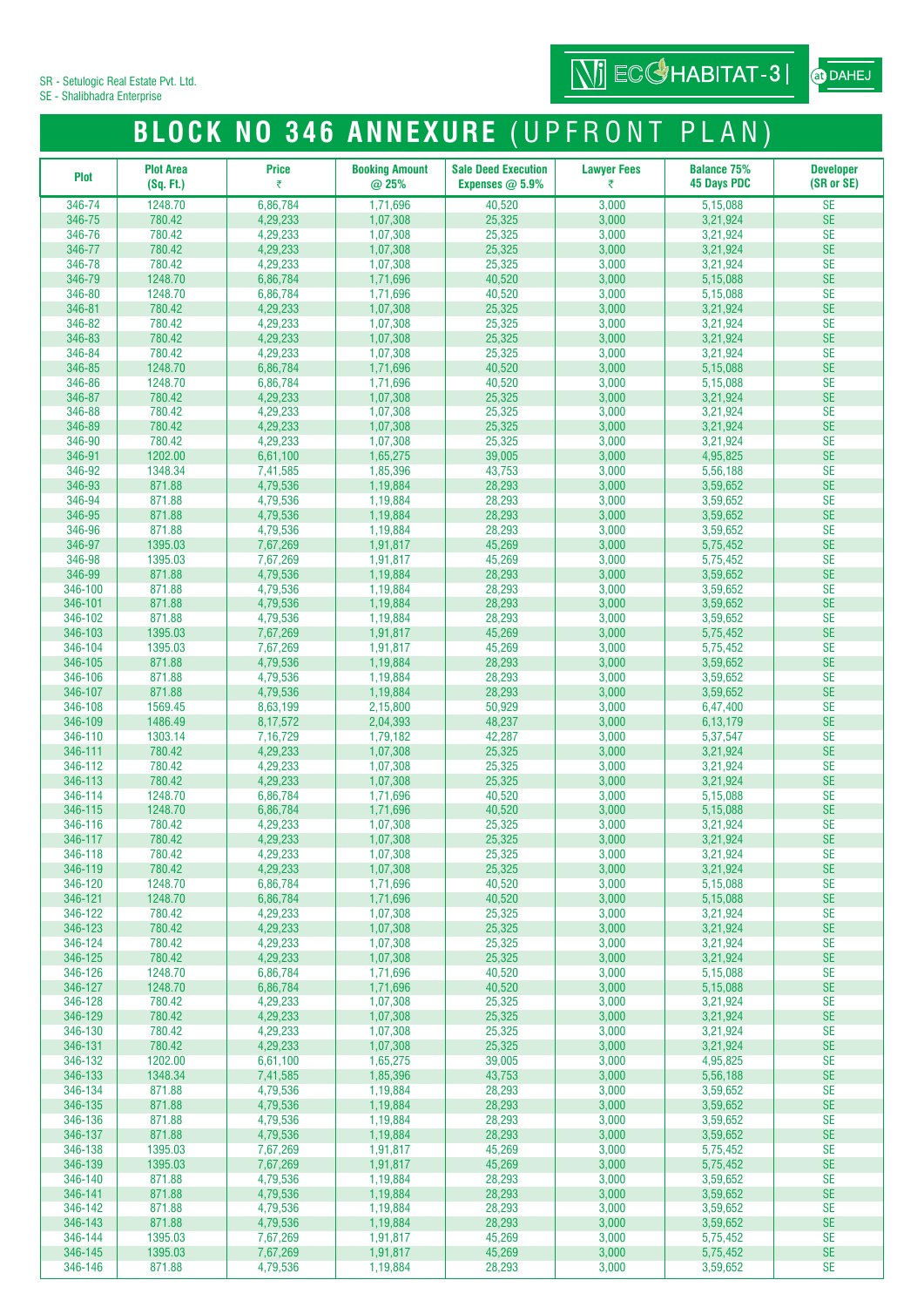SR - Setulogic Real Estate Pvt. Ltd.
SE - Shalibhadra Enterprise

ECO HABITAT-3 | at DAHEJ

# BLOCK NO 346 ANNEXURE (UPFRONT PLAN)

| Plot | Plot Area (Sq. Ft.) | Price ₹ | Booking Amount @ 25% | Sale Deed Execution Expenses @ 5.9% | Lawyer Fees ₹ | Balance 75% 45 Days PDC | Developer (SR or SE) |
|---|---|---|---|---|---|---|---|
| 346-74 | 1248.70 | 6,86,784 | 1,71,696 | 40,520 | 3,000 | 5,15,088 | SE |
| 346-75 | 780.42 | 4,29,233 | 1,07,308 | 25,325 | 3,000 | 3,21,924 | SE |
| 346-76 | 780.42 | 4,29,233 | 1,07,308 | 25,325 | 3,000 | 3,21,924 | SE |
| 346-77 | 780.42 | 4,29,233 | 1,07,308 | 25,325 | 3,000 | 3,21,924 | SE |
| 346-78 | 780.42 | 4,29,233 | 1,07,308 | 25,325 | 3,000 | 3,21,924 | SE |
| 346-79 | 1248.70 | 6,86,784 | 1,71,696 | 40,520 | 3,000 | 5,15,088 | SE |
| 346-80 | 1248.70 | 6,86,784 | 1,71,696 | 40,520 | 3,000 | 5,15,088 | SE |
| 346-81 | 780.42 | 4,29,233 | 1,07,308 | 25,325 | 3,000 | 3,21,924 | SE |
| 346-82 | 780.42 | 4,29,233 | 1,07,308 | 25,325 | 3,000 | 3,21,924 | SE |
| 346-83 | 780.42 | 4,29,233 | 1,07,308 | 25,325 | 3,000 | 3,21,924 | SE |
| 346-84 | 780.42 | 4,29,233 | 1,07,308 | 25,325 | 3,000 | 3,21,924 | SE |
| 346-85 | 1248.70 | 6,86,784 | 1,71,696 | 40,520 | 3,000 | 5,15,088 | SE |
| 346-86 | 1248.70 | 6,86,784 | 1,71,696 | 40,520 | 3,000 | 5,15,088 | SE |
| 346-87 | 780.42 | 4,29,233 | 1,07,308 | 25,325 | 3,000 | 3,21,924 | SE |
| 346-88 | 780.42 | 4,29,233 | 1,07,308 | 25,325 | 3,000 | 3,21,924 | SE |
| 346-89 | 780.42 | 4,29,233 | 1,07,308 | 25,325 | 3,000 | 3,21,924 | SE |
| 346-90 | 780.42 | 4,29,233 | 1,07,308 | 25,325 | 3,000 | 3,21,924 | SE |
| 346-91 | 1202.00 | 6,61,100 | 1,65,275 | 39,005 | 3,000 | 4,95,825 | SE |
| 346-92 | 1348.34 | 7,41,585 | 1,85,396 | 43,753 | 3,000 | 5,56,188 | SE |
| 346-93 | 871.88 | 4,79,536 | 1,19,884 | 28,293 | 3,000 | 3,59,652 | SE |
| 346-94 | 871.88 | 4,79,536 | 1,19,884 | 28,293 | 3,000 | 3,59,652 | SE |
| 346-95 | 871.88 | 4,79,536 | 1,19,884 | 28,293 | 3,000 | 3,59,652 | SE |
| 346-96 | 871.88 | 4,79,536 | 1,19,884 | 28,293 | 3,000 | 3,59,652 | SE |
| 346-97 | 1395.03 | 7,67,269 | 1,91,817 | 45,269 | 3,000 | 5,75,452 | SE |
| 346-98 | 1395.03 | 7,67,269 | 1,91,817 | 45,269 | 3,000 | 5,75,452 | SE |
| 346-99 | 871.88 | 4,79,536 | 1,19,884 | 28,293 | 3,000 | 3,59,652 | SE |
| 346-100 | 871.88 | 4,79,536 | 1,19,884 | 28,293 | 3,000 | 3,59,652 | SE |
| 346-101 | 871.88 | 4,79,536 | 1,19,884 | 28,293 | 3,000 | 3,59,652 | SE |
| 346-102 | 871.88 | 4,79,536 | 1,19,884 | 28,293 | 3,000 | 3,59,652 | SE |
| 346-103 | 1395.03 | 7,67,269 | 1,91,817 | 45,269 | 3,000 | 5,75,452 | SE |
| 346-104 | 1395.03 | 7,67,269 | 1,91,817 | 45,269 | 3,000 | 5,75,452 | SE |
| 346-105 | 871.88 | 4,79,536 | 1,19,884 | 28,293 | 3,000 | 3,59,652 | SE |
| 346-106 | 871.88 | 4,79,536 | 1,19,884 | 28,293 | 3,000 | 3,59,652 | SE |
| 346-107 | 871.88 | 4,79,536 | 1,19,884 | 28,293 | 3,000 | 3,59,652 | SE |
| 346-108 | 1569.45 | 8,63,199 | 2,15,800 | 50,929 | 3,000 | 6,47,400 | SE |
| 346-109 | 1486.49 | 8,17,572 | 2,04,393 | 48,237 | 3,000 | 6,13,179 | SE |
| 346-110 | 1303.14 | 7,16,729 | 1,79,182 | 42,287 | 3,000 | 5,37,547 | SE |
| 346-111 | 780.42 | 4,29,233 | 1,07,308 | 25,325 | 3,000 | 3,21,924 | SE |
| 346-112 | 780.42 | 4,29,233 | 1,07,308 | 25,325 | 3,000 | 3,21,924 | SE |
| 346-113 | 780.42 | 4,29,233 | 1,07,308 | 25,325 | 3,000 | 3,21,924 | SE |
| 346-114 | 1248.70 | 6,86,784 | 1,71,696 | 40,520 | 3,000 | 5,15,088 | SE |
| 346-115 | 1248.70 | 6,86,784 | 1,71,696 | 40,520 | 3,000 | 5,15,088 | SE |
| 346-116 | 780.42 | 4,29,233 | 1,07,308 | 25,325 | 3,000 | 3,21,924 | SE |
| 346-117 | 780.42 | 4,29,233 | 1,07,308 | 25,325 | 3,000 | 3,21,924 | SE |
| 346-118 | 780.42 | 4,29,233 | 1,07,308 | 25,325 | 3,000 | 3,21,924 | SE |
| 346-119 | 780.42 | 4,29,233 | 1,07,308 | 25,325 | 3,000 | 3,21,924 | SE |
| 346-120 | 1248.70 | 6,86,784 | 1,71,696 | 40,520 | 3,000 | 5,15,088 | SE |
| 346-121 | 1248.70 | 6,86,784 | 1,71,696 | 40,520 | 3,000 | 5,15,088 | SE |
| 346-122 | 780.42 | 4,29,233 | 1,07,308 | 25,325 | 3,000 | 3,21,924 | SE |
| 346-123 | 780.42 | 4,29,233 | 1,07,308 | 25,325 | 3,000 | 3,21,924 | SE |
| 346-124 | 780.42 | 4,29,233 | 1,07,308 | 25,325 | 3,000 | 3,21,924 | SE |
| 346-125 | 780.42 | 4,29,233 | 1,07,308 | 25,325 | 3,000 | 3,21,924 | SE |
| 346-126 | 1248.70 | 6,86,784 | 1,71,696 | 40,520 | 3,000 | 5,15,088 | SE |
| 346-127 | 1248.70 | 6,86,784 | 1,71,696 | 40,520 | 3,000 | 5,15,088 | SE |
| 346-128 | 780.42 | 4,29,233 | 1,07,308 | 25,325 | 3,000 | 3,21,924 | SE |
| 346-129 | 780.42 | 4,29,233 | 1,07,308 | 25,325 | 3,000 | 3,21,924 | SE |
| 346-130 | 780.42 | 4,29,233 | 1,07,308 | 25,325 | 3,000 | 3,21,924 | SE |
| 346-131 | 780.42 | 4,29,233 | 1,07,308 | 25,325 | 3,000 | 3,21,924 | SE |
| 346-132 | 1202.00 | 6,61,100 | 1,65,275 | 39,005 | 3,000 | 4,95,825 | SE |
| 346-133 | 1348.34 | 7,41,585 | 1,85,396 | 43,753 | 3,000 | 5,56,188 | SE |
| 346-134 | 871.88 | 4,79,536 | 1,19,884 | 28,293 | 3,000 | 3,59,652 | SE |
| 346-135 | 871.88 | 4,79,536 | 1,19,884 | 28,293 | 3,000 | 3,59,652 | SE |
| 346-136 | 871.88 | 4,79,536 | 1,19,884 | 28,293 | 3,000 | 3,59,652 | SE |
| 346-137 | 871.88 | 4,79,536 | 1,19,884 | 28,293 | 3,000 | 3,59,652 | SE |
| 346-138 | 1395.03 | 7,67,269 | 1,91,817 | 45,269 | 3,000 | 5,75,452 | SE |
| 346-139 | 1395.03 | 7,67,269 | 1,91,817 | 45,269 | 3,000 | 5,75,452 | SE |
| 346-140 | 871.88 | 4,79,536 | 1,19,884 | 28,293 | 3,000 | 3,59,652 | SE |
| 346-141 | 871.88 | 4,79,536 | 1,19,884 | 28,293 | 3,000 | 3,59,652 | SE |
| 346-142 | 871.88 | 4,79,536 | 1,19,884 | 28,293 | 3,000 | 3,59,652 | SE |
| 346-143 | 871.88 | 4,79,536 | 1,19,884 | 28,293 | 3,000 | 3,59,652 | SE |
| 346-144 | 1395.03 | 7,67,269 | 1,91,817 | 45,269 | 3,000 | 5,75,452 | SE |
| 346-145 | 1395.03 | 7,67,269 | 1,91,817 | 45,269 | 3,000 | 5,75,452 | SE |
| 346-146 | 871.88 | 4,79,536 | 1,19,884 | 28,293 | 3,000 | 3,59,652 | SE |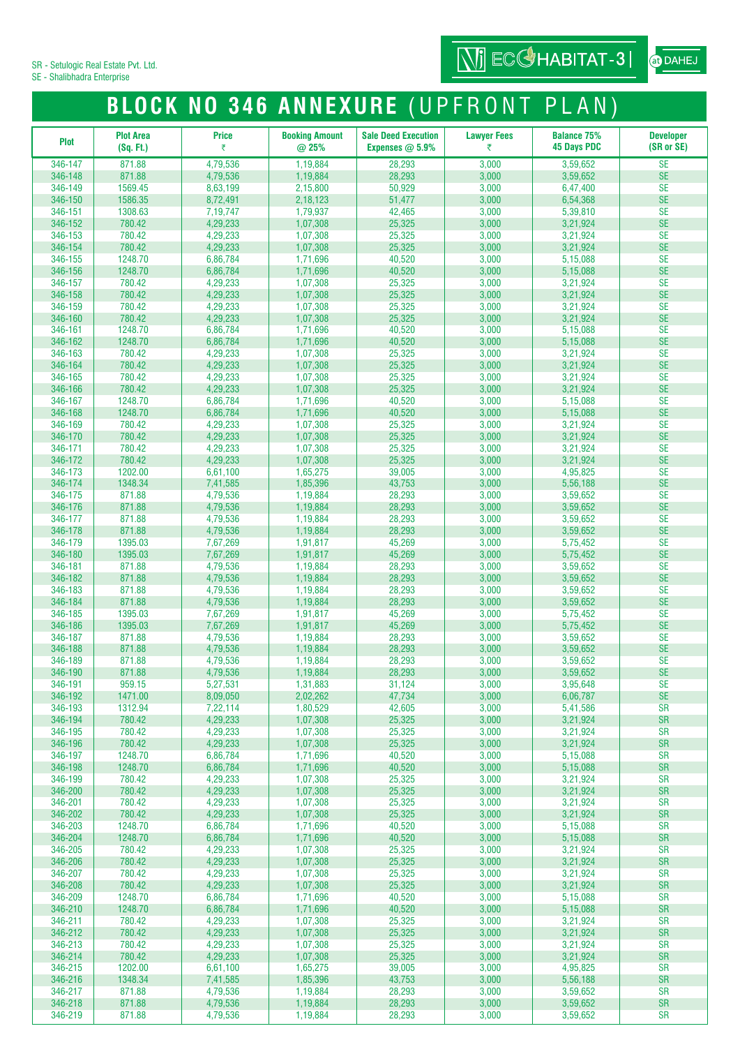SR - Setulogic Real Estate Pvt. Ltd.
SE - Shalibhadra Enterprise

NJ ECO HABITAT-3 | at DAHEJ

# BLOCK NO 346 ANNEXURE (UPFRONT PLAN)

| Plot | Plot Area (Sq. Ft.) | Price ₹ | Booking Amount @ 25% | Sale Deed Execution Expenses @ 5.9% | Lawyer Fees ₹ | Balance 75% 45 Days PDC | Developer (SR or SE) |
|---|---|---|---|---|---|---|---|
| 346-147 | 871.88 | 4,79,536 | 1,19,884 | 28,293 | 3,000 | 3,59,652 | SE |
| 346-148 | 871.88 | 4,79,536 | 1,19,884 | 28,293 | 3,000 | 3,59,652 | SE |
| 346-149 | 1569.45 | 8,63,199 | 2,15,800 | 50,929 | 3,000 | 6,47,400 | SE |
| 346-150 | 1586.35 | 8,72,491 | 2,18,123 | 51,477 | 3,000 | 6,54,368 | SE |
| 346-151 | 1308.63 | 7,19,747 | 1,79,937 | 42,465 | 3,000 | 5,39,810 | SE |
| 346-152 | 780.42 | 4,29,233 | 1,07,308 | 25,325 | 3,000 | 3,21,924 | SE |
| 346-153 | 780.42 | 4,29,233 | 1,07,308 | 25,325 | 3,000 | 3,21,924 | SE |
| 346-154 | 780.42 | 4,29,233 | 1,07,308 | 25,325 | 3,000 | 3,21,924 | SE |
| 346-155 | 1248.70 | 6,86,784 | 1,71,696 | 40,520 | 3,000 | 5,15,088 | SE |
| 346-156 | 1248.70 | 6,86,784 | 1,71,696 | 40,520 | 3,000 | 5,15,088 | SE |
| 346-157 | 780.42 | 4,29,233 | 1,07,308 | 25,325 | 3,000 | 3,21,924 | SE |
| 346-158 | 780.42 | 4,29,233 | 1,07,308 | 25,325 | 3,000 | 3,21,924 | SE |
| 346-159 | 780.42 | 4,29,233 | 1,07,308 | 25,325 | 3,000 | 3,21,924 | SE |
| 346-160 | 780.42 | 4,29,233 | 1,07,308 | 25,325 | 3,000 | 3,21,924 | SE |
| 346-161 | 1248.70 | 6,86,784 | 1,71,696 | 40,520 | 3,000 | 5,15,088 | SE |
| 346-162 | 1248.70 | 6,86,784 | 1,71,696 | 40,520 | 3,000 | 5,15,088 | SE |
| 346-163 | 780.42 | 4,29,233 | 1,07,308 | 25,325 | 3,000 | 3,21,924 | SE |
| 346-164 | 780.42 | 4,29,233 | 1,07,308 | 25,325 | 3,000 | 3,21,924 | SE |
| 346-165 | 780.42 | 4,29,233 | 1,07,308 | 25,325 | 3,000 | 3,21,924 | SE |
| 346-166 | 780.42 | 4,29,233 | 1,07,308 | 25,325 | 3,000 | 3,21,924 | SE |
| 346-167 | 1248.70 | 6,86,784 | 1,71,696 | 40,520 | 3,000 | 5,15,088 | SE |
| 346-168 | 1248.70 | 6,86,784 | 1,71,696 | 40,520 | 3,000 | 5,15,088 | SE |
| 346-169 | 780.42 | 4,29,233 | 1,07,308 | 25,325 | 3,000 | 3,21,924 | SE |
| 346-170 | 780.42 | 4,29,233 | 1,07,308 | 25,325 | 3,000 | 3,21,924 | SE |
| 346-171 | 780.42 | 4,29,233 | 1,07,308 | 25,325 | 3,000 | 3,21,924 | SE |
| 346-172 | 780.42 | 4,29,233 | 1,07,308 | 25,325 | 3,000 | 3,21,924 | SE |
| 346-173 | 1202.00 | 6,61,100 | 1,65,275 | 39,005 | 3,000 | 4,95,825 | SE |
| 346-174 | 1348.34 | 7,41,585 | 1,85,396 | 43,753 | 3,000 | 5,56,188 | SE |
| 346-175 | 871.88 | 4,79,536 | 1,19,884 | 28,293 | 3,000 | 3,59,652 | SE |
| 346-176 | 871.88 | 4,79,536 | 1,19,884 | 28,293 | 3,000 | 3,59,652 | SE |
| 346-177 | 871.88 | 4,79,536 | 1,19,884 | 28,293 | 3,000 | 3,59,652 | SE |
| 346-178 | 871.88 | 4,79,536 | 1,19,884 | 28,293 | 3,000 | 3,59,652 | SE |
| 346-179 | 1395.03 | 7,67,269 | 1,91,817 | 45,269 | 3,000 | 5,75,452 | SE |
| 346-180 | 1395.03 | 7,67,269 | 1,91,817 | 45,269 | 3,000 | 5,75,452 | SE |
| 346-181 | 871.88 | 4,79,536 | 1,19,884 | 28,293 | 3,000 | 3,59,652 | SE |
| 346-182 | 871.88 | 4,79,536 | 1,19,884 | 28,293 | 3,000 | 3,59,652 | SE |
| 346-183 | 871.88 | 4,79,536 | 1,19,884 | 28,293 | 3,000 | 3,59,652 | SE |
| 346-184 | 871.88 | 4,79,536 | 1,19,884 | 28,293 | 3,000 | 3,59,652 | SE |
| 346-185 | 1395.03 | 7,67,269 | 1,91,817 | 45,269 | 3,000 | 5,75,452 | SE |
| 346-186 | 1395.03 | 7,67,269 | 1,91,817 | 45,269 | 3,000 | 5,75,452 | SE |
| 346-187 | 871.88 | 4,79,536 | 1,19,884 | 28,293 | 3,000 | 3,59,652 | SE |
| 346-188 | 871.88 | 4,79,536 | 1,19,884 | 28,293 | 3,000 | 3,59,652 | SE |
| 346-189 | 871.88 | 4,79,536 | 1,19,884 | 28,293 | 3,000 | 3,59,652 | SE |
| 346-190 | 871.88 | 4,79,536 | 1,19,884 | 28,293 | 3,000 | 3,59,652 | SE |
| 346-191 | 959.15 | 5,27,531 | 1,31,883 | 31,124 | 3,000 | 3,95,648 | SE |
| 346-192 | 1471.00 | 8,09,050 | 2,02,262 | 47,734 | 3,000 | 6,06,787 | SE |
| 346-193 | 1312.94 | 7,22,114 | 1,80,529 | 42,605 | 3,000 | 5,41,586 | SR |
| 346-194 | 780.42 | 4,29,233 | 1,07,308 | 25,325 | 3,000 | 3,21,924 | SR |
| 346-195 | 780.42 | 4,29,233 | 1,07,308 | 25,325 | 3,000 | 3,21,924 | SR |
| 346-196 | 780.42 | 4,29,233 | 1,07,308 | 25,325 | 3,000 | 3,21,924 | SR |
| 346-197 | 1248.70 | 6,86,784 | 1,71,696 | 40,520 | 3,000 | 5,15,088 | SR |
| 346-198 | 1248.70 | 6,86,784 | 1,71,696 | 40,520 | 3,000 | 5,15,088 | SR |
| 346-199 | 780.42 | 4,29,233 | 1,07,308 | 25,325 | 3,000 | 3,21,924 | SR |
| 346-200 | 780.42 | 4,29,233 | 1,07,308 | 25,325 | 3,000 | 3,21,924 | SR |
| 346-201 | 780.42 | 4,29,233 | 1,07,308 | 25,325 | 3,000 | 3,21,924 | SR |
| 346-202 | 780.42 | 4,29,233 | 1,07,308 | 25,325 | 3,000 | 3,21,924 | SR |
| 346-203 | 1248.70 | 6,86,784 | 1,71,696 | 40,520 | 3,000 | 5,15,088 | SR |
| 346-204 | 1248.70 | 6,86,784 | 1,71,696 | 40,520 | 3,000 | 5,15,088 | SR |
| 346-205 | 780.42 | 4,29,233 | 1,07,308 | 25,325 | 3,000 | 3,21,924 | SR |
| 346-206 | 780.42 | 4,29,233 | 1,07,308 | 25,325 | 3,000 | 3,21,924 | SR |
| 346-207 | 780.42 | 4,29,233 | 1,07,308 | 25,325 | 3,000 | 3,21,924 | SR |
| 346-208 | 780.42 | 4,29,233 | 1,07,308 | 25,325 | 3,000 | 3,21,924 | SR |
| 346-209 | 1248.70 | 6,86,784 | 1,71,696 | 40,520 | 3,000 | 5,15,088 | SR |
| 346-210 | 1248.70 | 6,86,784 | 1,71,696 | 40,520 | 3,000 | 5,15,088 | SR |
| 346-211 | 780.42 | 4,29,233 | 1,07,308 | 25,325 | 3,000 | 3,21,924 | SR |
| 346-212 | 780.42 | 4,29,233 | 1,07,308 | 25,325 | 3,000 | 3,21,924 | SR |
| 346-213 | 780.42 | 4,29,233 | 1,07,308 | 25,325 | 3,000 | 3,21,924 | SR |
| 346-214 | 780.42 | 4,29,233 | 1,07,308 | 25,325 | 3,000 | 3,21,924 | SR |
| 346-215 | 1202.00 | 6,61,100 | 1,65,275 | 39,005 | 3,000 | 4,95,825 | SR |
| 346-216 | 1348.34 | 7,41,585 | 1,85,396 | 43,753 | 3,000 | 5,56,188 | SR |
| 346-217 | 871.88 | 4,79,536 | 1,19,884 | 28,293 | 3,000 | 3,59,652 | SR |
| 346-218 | 871.88 | 4,79,536 | 1,19,884 | 28,293 | 3,000 | 3,59,652 | SR |
| 346-219 | 871.88 | 4,79,536 | 1,19,884 | 28,293 | 3,000 | 3,59,652 | SR |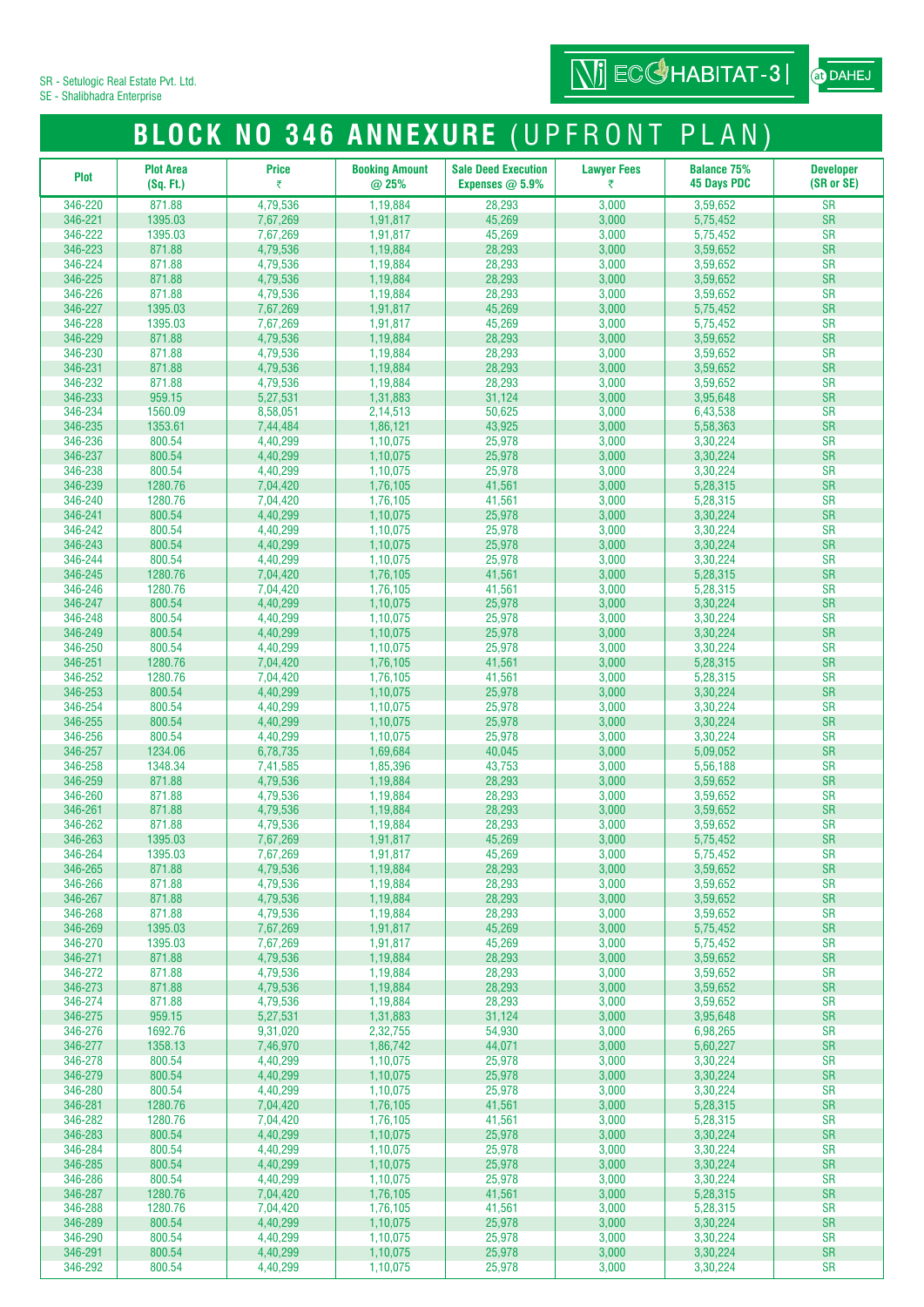SR - Setulogic Real Estate Pvt. Ltd.
SE - Shalibhadra Enterprise

VJ ECOHABITAT-3 | at DAHEJ

# BLOCK NO 346 ANNEXURE (UPFRONT PLAN)

| Plot | Plot Area (Sq. Ft.) | Price ₹ | Booking Amount @ 25% | Sale Deed Execution Expenses @ 5.9% | Lawyer Fees ₹ | Balance 75% 45 Days PDC | Developer (SR or SE) |
|---|---|---|---|---|---|---|---|
| 346-220 | 871.88 | 4,79,536 | 1,19,884 | 28,293 | 3,000 | 3,59,652 | SR |
| 346-221 | 1395.03 | 7,67,269 | 1,91,817 | 45,269 | 3,000 | 5,75,452 | SR |
| 346-222 | 1395.03 | 7,67,269 | 1,91,817 | 45,269 | 3,000 | 5,75,452 | SR |
| 346-223 | 871.88 | 4,79,536 | 1,19,884 | 28,293 | 3,000 | 3,59,652 | SR |
| 346-224 | 871.88 | 4,79,536 | 1,19,884 | 28,293 | 3,000 | 3,59,652 | SR |
| 346-225 | 871.88 | 4,79,536 | 1,19,884 | 28,293 | 3,000 | 3,59,652 | SR |
| 346-226 | 871.88 | 4,79,536 | 1,19,884 | 28,293 | 3,000 | 3,59,652 | SR |
| 346-227 | 1395.03 | 7,67,269 | 1,91,817 | 45,269 | 3,000 | 5,75,452 | SR |
| 346-228 | 1395.03 | 7,67,269 | 1,91,817 | 45,269 | 3,000 | 5,75,452 | SR |
| 346-229 | 871.88 | 4,79,536 | 1,19,884 | 28,293 | 3,000 | 3,59,652 | SR |
| 346-230 | 871.88 | 4,79,536 | 1,19,884 | 28,293 | 3,000 | 3,59,652 | SR |
| 346-231 | 871.88 | 4,79,536 | 1,19,884 | 28,293 | 3,000 | 3,59,652 | SR |
| 346-232 | 871.88 | 4,79,536 | 1,19,884 | 28,293 | 3,000 | 3,59,652 | SR |
| 346-233 | 959.15 | 5,27,531 | 1,31,883 | 31,124 | 3,000 | 3,95,648 | SR |
| 346-234 | 1560.09 | 8,58,051 | 2,14,513 | 50,625 | 3,000 | 6,43,538 | SR |
| 346-235 | 1353.61 | 7,44,484 | 1,86,121 | 43,925 | 3,000 | 5,58,363 | SR |
| 346-236 | 800.54 | 4,40,299 | 1,10,075 | 25,978 | 3,000 | 3,30,224 | SR |
| 346-237 | 800.54 | 4,40,299 | 1,10,075 | 25,978 | 3,000 | 3,30,224 | SR |
| 346-238 | 800.54 | 4,40,299 | 1,10,075 | 25,978 | 3,000 | 3,30,224 | SR |
| 346-239 | 1280.76 | 7,04,420 | 1,76,105 | 41,561 | 3,000 | 5,28,315 | SR |
| 346-240 | 1280.76 | 7,04,420 | 1,76,105 | 41,561 | 3,000 | 5,28,315 | SR |
| 346-241 | 800.54 | 4,40,299 | 1,10,075 | 25,978 | 3,000 | 3,30,224 | SR |
| 346-242 | 800.54 | 4,40,299 | 1,10,075 | 25,978 | 3,000 | 3,30,224 | SR |
| 346-243 | 800.54 | 4,40,299 | 1,10,075 | 25,978 | 3,000 | 3,30,224 | SR |
| 346-244 | 800.54 | 4,40,299 | 1,10,075 | 25,978 | 3,000 | 3,30,224 | SR |
| 346-245 | 1280.76 | 7,04,420 | 1,76,105 | 41,561 | 3,000 | 5,28,315 | SR |
| 346-246 | 1280.76 | 7,04,420 | 1,76,105 | 41,561 | 3,000 | 5,28,315 | SR |
| 346-247 | 800.54 | 4,40,299 | 1,10,075 | 25,978 | 3,000 | 3,30,224 | SR |
| 346-248 | 800.54 | 4,40,299 | 1,10,075 | 25,978 | 3,000 | 3,30,224 | SR |
| 346-249 | 800.54 | 4,40,299 | 1,10,075 | 25,978 | 3,000 | 3,30,224 | SR |
| 346-250 | 800.54 | 4,40,299 | 1,10,075 | 25,978 | 3,000 | 3,30,224 | SR |
| 346-251 | 1280.76 | 7,04,420 | 1,76,105 | 41,561 | 3,000 | 5,28,315 | SR |
| 346-252 | 1280.76 | 7,04,420 | 1,76,105 | 41,561 | 3,000 | 5,28,315 | SR |
| 346-253 | 800.54 | 4,40,299 | 1,10,075 | 25,978 | 3,000 | 3,30,224 | SR |
| 346-254 | 800.54 | 4,40,299 | 1,10,075 | 25,978 | 3,000 | 3,30,224 | SR |
| 346-255 | 800.54 | 4,40,299 | 1,10,075 | 25,978 | 3,000 | 3,30,224 | SR |
| 346-256 | 800.54 | 4,40,299 | 1,10,075 | 25,978 | 3,000 | 3,30,224 | SR |
| 346-257 | 1234.06 | 6,78,735 | 1,69,684 | 40,045 | 3,000 | 5,09,052 | SR |
| 346-258 | 1348.34 | 7,41,585 | 1,85,396 | 43,753 | 3,000 | 5,56,188 | SR |
| 346-259 | 871.88 | 4,79,536 | 1,19,884 | 28,293 | 3,000 | 3,59,652 | SR |
| 346-260 | 871.88 | 4,79,536 | 1,19,884 | 28,293 | 3,000 | 3,59,652 | SR |
| 346-261 | 871.88 | 4,79,536 | 1,19,884 | 28,293 | 3,000 | 3,59,652 | SR |
| 346-262 | 871.88 | 4,79,536 | 1,19,884 | 28,293 | 3,000 | 3,59,652 | SR |
| 346-263 | 1395.03 | 7,67,269 | 1,91,817 | 45,269 | 3,000 | 5,75,452 | SR |
| 346-264 | 1395.03 | 7,67,269 | 1,91,817 | 45,269 | 3,000 | 5,75,452 | SR |
| 346-265 | 871.88 | 4,79,536 | 1,19,884 | 28,293 | 3,000 | 3,59,652 | SR |
| 346-266 | 871.88 | 4,79,536 | 1,19,884 | 28,293 | 3,000 | 3,59,652 | SR |
| 346-267 | 871.88 | 4,79,536 | 1,19,884 | 28,293 | 3,000 | 3,59,652 | SR |
| 346-268 | 871.88 | 4,79,536 | 1,19,884 | 28,293 | 3,000 | 3,59,652 | SR |
| 346-269 | 1395.03 | 7,67,269 | 1,91,817 | 45,269 | 3,000 | 5,75,452 | SR |
| 346-270 | 1395.03 | 7,67,269 | 1,91,817 | 45,269 | 3,000 | 5,75,452 | SR |
| 346-271 | 871.88 | 4,79,536 | 1,19,884 | 28,293 | 3,000 | 3,59,652 | SR |
| 346-272 | 871.88 | 4,79,536 | 1,19,884 | 28,293 | 3,000 | 3,59,652 | SR |
| 346-273 | 871.88 | 4,79,536 | 1,19,884 | 28,293 | 3,000 | 3,59,652 | SR |
| 346-274 | 871.88 | 4,79,536 | 1,19,884 | 28,293 | 3,000 | 3,59,652 | SR |
| 346-275 | 959.15 | 5,27,531 | 1,31,883 | 31,124 | 3,000 | 3,95,648 | SR |
| 346-276 | 1692.76 | 9,31,020 | 2,32,755 | 54,930 | 3,000 | 6,98,265 | SR |
| 346-277 | 1358.13 | 7,46,970 | 1,86,742 | 44,071 | 3,000 | 5,60,227 | SR |
| 346-278 | 800.54 | 4,40,299 | 1,10,075 | 25,978 | 3,000 | 3,30,224 | SR |
| 346-279 | 800.54 | 4,40,299 | 1,10,075 | 25,978 | 3,000 | 3,30,224 | SR |
| 346-280 | 800.54 | 4,40,299 | 1,10,075 | 25,978 | 3,000 | 3,30,224 | SR |
| 346-281 | 1280.76 | 7,04,420 | 1,76,105 | 41,561 | 3,000 | 5,28,315 | SR |
| 346-282 | 1280.76 | 7,04,420 | 1,76,105 | 41,561 | 3,000 | 5,28,315 | SR |
| 346-283 | 800.54 | 4,40,299 | 1,10,075 | 25,978 | 3,000 | 3,30,224 | SR |
| 346-284 | 800.54 | 4,40,299 | 1,10,075 | 25,978 | 3,000 | 3,30,224 | SR |
| 346-285 | 800.54 | 4,40,299 | 1,10,075 | 25,978 | 3,000 | 3,30,224 | SR |
| 346-286 | 800.54 | 4,40,299 | 1,10,075 | 25,978 | 3,000 | 3,30,224 | SR |
| 346-287 | 1280.76 | 7,04,420 | 1,76,105 | 41,561 | 3,000 | 5,28,315 | SR |
| 346-288 | 1280.76 | 7,04,420 | 1,76,105 | 41,561 | 3,000 | 5,28,315 | SR |
| 346-289 | 800.54 | 4,40,299 | 1,10,075 | 25,978 | 3,000 | 3,30,224 | SR |
| 346-290 | 800.54 | 4,40,299 | 1,10,075 | 25,978 | 3,000 | 3,30,224 | SR |
| 346-291 | 800.54 | 4,40,299 | 1,10,075 | 25,978 | 3,000 | 3,30,224 | SR |
| 346-292 | 800.54 | 4,40,299 | 1,10,075 | 25,978 | 3,000 | 3,30,224 | SR |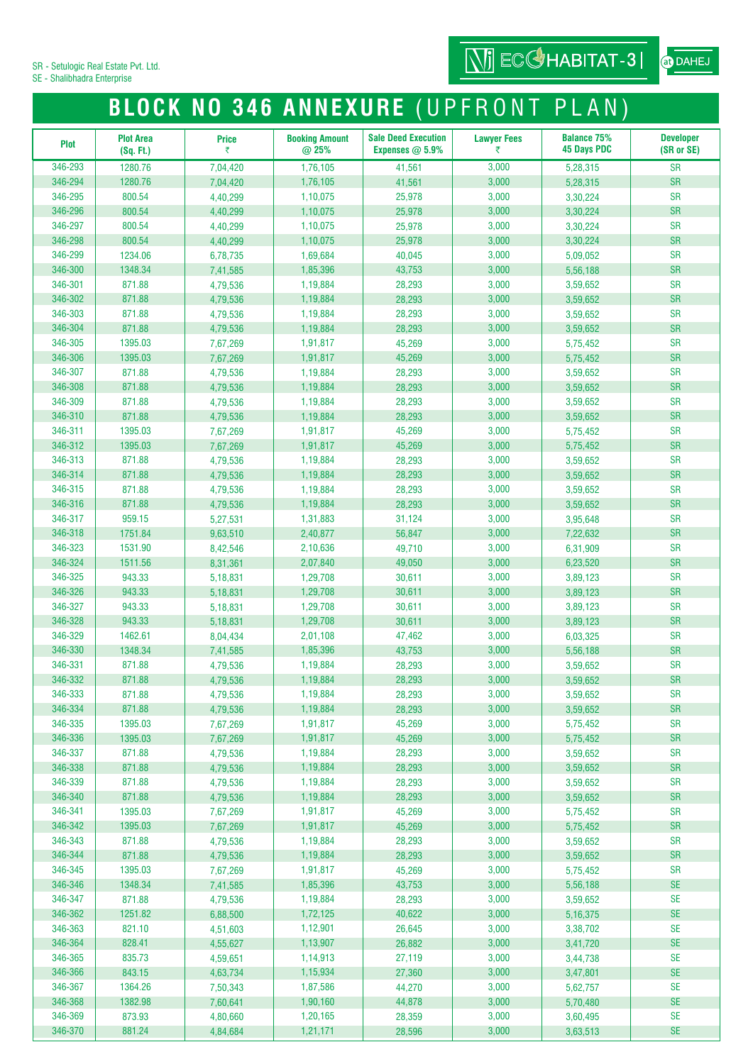SR - Setulogic Real Estate Pvt. Ltd.
SE - Shalibhadra Enterprise

ECOHABITAT-3 at DAHEJ

# BLOCK NO 346 ANNEXURE (UPFRONT PLAN)

| Plot | Plot Area (Sq. Ft.) | Price ₹ | Booking Amount @ 25% | Sale Deed Execution Expenses @ 5.9% | Lawyer Fees ₹ | Balance 75% 45 Days PDC | Developer (SR or SE) |
|---|---|---|---|---|---|---|---|
| 346-293 | 1280.76 | 7,04,420 | 1,76,105 | 41,561 | 3,000 | 5,28,315 | SR |
| 346-294 | 1280.76 | 7,04,420 | 1,76,105 | 41,561 | 3,000 | 5,28,315 | SR |
| 346-295 | 800.54 | 4,40,299 | 1,10,075 | 25,978 | 3,000 | 3,30,224 | SR |
| 346-296 | 800.54 | 4,40,299 | 1,10,075 | 25,978 | 3,000 | 3,30,224 | SR |
| 346-297 | 800.54 | 4,40,299 | 1,10,075 | 25,978 | 3,000 | 3,30,224 | SR |
| 346-298 | 800.54 | 4,40,299 | 1,10,075 | 25,978 | 3,000 | 3,30,224 | SR |
| 346-299 | 1234.06 | 6,78,735 | 1,69,684 | 40,045 | 3,000 | 5,09,052 | SR |
| 346-300 | 1348.34 | 7,41,585 | 1,85,396 | 43,753 | 3,000 | 5,56,188 | SR |
| 346-301 | 871.88 | 4,79,536 | 1,19,884 | 28,293 | 3,000 | 3,59,652 | SR |
| 346-302 | 871.88 | 4,79,536 | 1,19,884 | 28,293 | 3,000 | 3,59,652 | SR |
| 346-303 | 871.88 | 4,79,536 | 1,19,884 | 28,293 | 3,000 | 3,59,652 | SR |
| 346-304 | 871.88 | 4,79,536 | 1,19,884 | 28,293 | 3,000 | 3,59,652 | SR |
| 346-305 | 1395.03 | 7,67,269 | 1,91,817 | 45,269 | 3,000 | 5,75,452 | SR |
| 346-306 | 1395.03 | 7,67,269 | 1,91,817 | 45,269 | 3,000 | 5,75,452 | SR |
| 346-307 | 871.88 | 4,79,536 | 1,19,884 | 28,293 | 3,000 | 3,59,652 | SR |
| 346-308 | 871.88 | 4,79,536 | 1,19,884 | 28,293 | 3,000 | 3,59,652 | SR |
| 346-309 | 871.88 | 4,79,536 | 1,19,884 | 28,293 | 3,000 | 3,59,652 | SR |
| 346-310 | 871.88 | 4,79,536 | 1,19,884 | 28,293 | 3,000 | 3,59,652 | SR |
| 346-311 | 1395.03 | 7,67,269 | 1,91,817 | 45,269 | 3,000 | 5,75,452 | SR |
| 346-312 | 1395.03 | 7,67,269 | 1,91,817 | 45,269 | 3,000 | 5,75,452 | SR |
| 346-313 | 871.88 | 4,79,536 | 1,19,884 | 28,293 | 3,000 | 3,59,652 | SR |
| 346-314 | 871.88 | 4,79,536 | 1,19,884 | 28,293 | 3,000 | 3,59,652 | SR |
| 346-315 | 871.88 | 4,79,536 | 1,19,884 | 28,293 | 3,000 | 3,59,652 | SR |
| 346-316 | 871.88 | 4,79,536 | 1,19,884 | 28,293 | 3,000 | 3,59,652 | SR |
| 346-317 | 959.15 | 5,27,531 | 1,31,883 | 31,124 | 3,000 | 3,95,648 | SR |
| 346-318 | 1751.84 | 9,63,510 | 2,40,877 | 56,847 | 3,000 | 7,22,632 | SR |
| 346-323 | 1531.90 | 8,42,546 | 2,10,636 | 49,710 | 3,000 | 6,31,909 | SR |
| 346-324 | 1511.56 | 8,31,361 | 2,07,840 | 49,050 | 3,000 | 6,23,520 | SR |
| 346-325 | 943.33 | 5,18,831 | 1,29,708 | 30,611 | 3,000 | 3,89,123 | SR |
| 346-326 | 943.33 | 5,18,831 | 1,29,708 | 30,611 | 3,000 | 3,89,123 | SR |
| 346-327 | 943.33 | 5,18,831 | 1,29,708 | 30,611 | 3,000 | 3,89,123 | SR |
| 346-328 | 943.33 | 5,18,831 | 1,29,708 | 30,611 | 3,000 | 3,89,123 | SR |
| 346-329 | 1462.61 | 8,04,434 | 2,01,108 | 47,462 | 3,000 | 6,03,325 | SR |
| 346-330 | 1348.34 | 7,41,585 | 1,85,396 | 43,753 | 3,000 | 5,56,188 | SR |
| 346-331 | 871.88 | 4,79,536 | 1,19,884 | 28,293 | 3,000 | 3,59,652 | SR |
| 346-332 | 871.88 | 4,79,536 | 1,19,884 | 28,293 | 3,000 | 3,59,652 | SR |
| 346-333 | 871.88 | 4,79,536 | 1,19,884 | 28,293 | 3,000 | 3,59,652 | SR |
| 346-334 | 871.88 | 4,79,536 | 1,19,884 | 28,293 | 3,000 | 3,59,652 | SR |
| 346-335 | 1395.03 | 7,67,269 | 1,91,817 | 45,269 | 3,000 | 5,75,452 | SR |
| 346-336 | 1395.03 | 7,67,269 | 1,91,817 | 45,269 | 3,000 | 5,75,452 | SR |
| 346-337 | 871.88 | 4,79,536 | 1,19,884 | 28,293 | 3,000 | 3,59,652 | SR |
| 346-338 | 871.88 | 4,79,536 | 1,19,884 | 28,293 | 3,000 | 3,59,652 | SR |
| 346-339 | 871.88 | 4,79,536 | 1,19,884 | 28,293 | 3,000 | 3,59,652 | SR |
| 346-340 | 871.88 | 4,79,536 | 1,19,884 | 28,293 | 3,000 | 3,59,652 | SR |
| 346-341 | 1395.03 | 7,67,269 | 1,91,817 | 45,269 | 3,000 | 5,75,452 | SR |
| 346-342 | 1395.03 | 7,67,269 | 1,91,817 | 45,269 | 3,000 | 5,75,452 | SR |
| 346-343 | 871.88 | 4,79,536 | 1,19,884 | 28,293 | 3,000 | 3,59,652 | SR |
| 346-344 | 871.88 | 4,79,536 | 1,19,884 | 28,293 | 3,000 | 3,59,652 | SR |
| 346-345 | 1395.03 | 7,67,269 | 1,91,817 | 45,269 | 3,000 | 5,75,452 | SR |
| 346-346 | 1348.34 | 7,41,585 | 1,85,396 | 43,753 | 3,000 | 5,56,188 | SE |
| 346-347 | 871.88 | 4,79,536 | 1,19,884 | 28,293 | 3,000 | 3,59,652 | SE |
| 346-362 | 1251.82 | 6,88,500 | 1,72,125 | 40,622 | 3,000 | 5,16,375 | SE |
| 346-363 | 821.10 | 4,51,603 | 1,12,901 | 26,645 | 3,000 | 3,38,702 | SE |
| 346-364 | 828.41 | 4,55,627 | 1,13,907 | 26,882 | 3,000 | 3,41,720 | SE |
| 346-365 | 835.73 | 4,59,651 | 1,14,913 | 27,119 | 3,000 | 3,44,738 | SE |
| 346-366 | 843.15 | 4,63,734 | 1,15,934 | 27,360 | 3,000 | 3,47,801 | SE |
| 346-367 | 1364.26 | 7,50,343 | 1,87,586 | 44,270 | 3,000 | 5,62,757 | SE |
| 346-368 | 1382.98 | 7,60,641 | 1,90,160 | 44,878 | 3,000 | 5,70,480 | SE |
| 346-369 | 873.93 | 4,80,660 | 1,20,165 | 28,359 | 3,000 | 3,60,495 | SE |
| 346-370 | 881.24 | 4,84,684 | 1,21,171 | 28,596 | 3,000 | 3,63,513 | SE |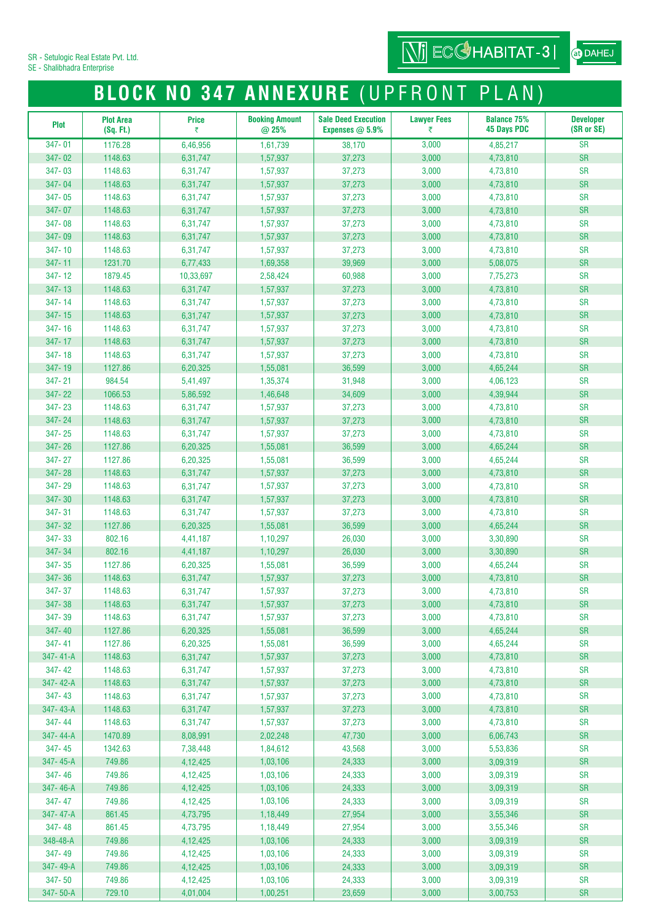SR - Setulogic Real Estate Pvt. Ltd.
SE - Shalibhadra Enterprise

ECO HABITAT-3 | at DAHEJ

# BLOCK NO 347 ANNEXURE (UPFRONT PLAN)

| Plot | Plot Area (Sq. Ft.) | Price ₹ | Booking Amount @ 25% | Sale Deed Execution Expenses @ 5.9% | Lawyer Fees ₹ | Balance 75% 45 Days PDC | Developer (SR or SE) |
|---|---|---|---|---|---|---|---|
| 347- 01 | 1176.28 | 6,46,956 | 1,61,739 | 38,170 | 3,000 | 4,85,217 | SR |
| 347- 02 | 1148.63 | 6,31,747 | 1,57,937 | 37,273 | 3,000 | 4,73,810 | SR |
| 347- 03 | 1148.63 | 6,31,747 | 1,57,937 | 37,273 | 3,000 | 4,73,810 | SR |
| 347- 04 | 1148.63 | 6,31,747 | 1,57,937 | 37,273 | 3,000 | 4,73,810 | SR |
| 347- 05 | 1148.63 | 6,31,747 | 1,57,937 | 37,273 | 3,000 | 4,73,810 | SR |
| 347- 07 | 1148.63 | 6,31,747 | 1,57,937 | 37,273 | 3,000 | 4,73,810 | SR |
| 347- 08 | 1148.63 | 6,31,747 | 1,57,937 | 37,273 | 3,000 | 4,73,810 | SR |
| 347- 09 | 1148.63 | 6,31,747 | 1,57,937 | 37,273 | 3,000 | 4,73,810 | SR |
| 347- 10 | 1148.63 | 6,31,747 | 1,57,937 | 37,273 | 3,000 | 4,73,810 | SR |
| 347- 11 | 1231.70 | 6,77,433 | 1,69,358 | 39,969 | 3,000 | 5,08,075 | SR |
| 347- 12 | 1879.45 | 10,33,697 | 2,58,424 | 60,988 | 3,000 | 7,75,273 | SR |
| 347- 13 | 1148.63 | 6,31,747 | 1,57,937 | 37,273 | 3,000 | 4,73,810 | SR |
| 347- 14 | 1148.63 | 6,31,747 | 1,57,937 | 37,273 | 3,000 | 4,73,810 | SR |
| 347- 15 | 1148.63 | 6,31,747 | 1,57,937 | 37,273 | 3,000 | 4,73,810 | SR |
| 347- 16 | 1148.63 | 6,31,747 | 1,57,937 | 37,273 | 3,000 | 4,73,810 | SR |
| 347- 17 | 1148.63 | 6,31,747 | 1,57,937 | 37,273 | 3,000 | 4,73,810 | SR |
| 347- 18 | 1148.63 | 6,31,747 | 1,57,937 | 37,273 | 3,000 | 4,73,810 | SR |
| 347- 19 | 1127.86 | 6,20,325 | 1,55,081 | 36,599 | 3,000 | 4,65,244 | SR |
| 347- 21 | 984.54 | 5,41,497 | 1,35,374 | 31,948 | 3,000 | 4,06,123 | SR |
| 347- 22 | 1066.53 | 5,86,592 | 1,46,648 | 34,609 | 3,000 | 4,39,944 | SR |
| 347- 23 | 1148.63 | 6,31,747 | 1,57,937 | 37,273 | 3,000 | 4,73,810 | SR |
| 347- 24 | 1148.63 | 6,31,747 | 1,57,937 | 37,273 | 3,000 | 4,73,810 | SR |
| 347- 25 | 1148.63 | 6,31,747 | 1,57,937 | 37,273 | 3,000 | 4,73,810 | SR |
| 347- 26 | 1127.86 | 6,20,325 | 1,55,081 | 36,599 | 3,000 | 4,65,244 | SR |
| 347- 27 | 1127.86 | 6,20,325 | 1,55,081 | 36,599 | 3,000 | 4,65,244 | SR |
| 347- 28 | 1148.63 | 6,31,747 | 1,57,937 | 37,273 | 3,000 | 4,73,810 | SR |
| 347- 29 | 1148.63 | 6,31,747 | 1,57,937 | 37,273 | 3,000 | 4,73,810 | SR |
| 347- 30 | 1148.63 | 6,31,747 | 1,57,937 | 37,273 | 3,000 | 4,73,810 | SR |
| 347- 31 | 1148.63 | 6,31,747 | 1,57,937 | 37,273 | 3,000 | 4,73,810 | SR |
| 347- 32 | 1127.86 | 6,20,325 | 1,55,081 | 36,599 | 3,000 | 4,65,244 | SR |
| 347- 33 | 802.16 | 4,41,187 | 1,10,297 | 26,030 | 3,000 | 3,30,890 | SR |
| 347- 34 | 802.16 | 4,41,187 | 1,10,297 | 26,030 | 3,000 | 3,30,890 | SR |
| 347- 35 | 1127.86 | 6,20,325 | 1,55,081 | 36,599 | 3,000 | 4,65,244 | SR |
| 347- 36 | 1148.63 | 6,31,747 | 1,57,937 | 37,273 | 3,000 | 4,73,810 | SR |
| 347- 37 | 1148.63 | 6,31,747 | 1,57,937 | 37,273 | 3,000 | 4,73,810 | SR |
| 347- 38 | 1148.63 | 6,31,747 | 1,57,937 | 37,273 | 3,000 | 4,73,810 | SR |
| 347- 39 | 1148.63 | 6,31,747 | 1,57,937 | 37,273 | 3,000 | 4,73,810 | SR |
| 347- 40 | 1127.86 | 6,20,325 | 1,55,081 | 36,599 | 3,000 | 4,65,244 | SR |
| 347- 41 | 1127.86 | 6,20,325 | 1,55,081 | 36,599 | 3,000 | 4,65,244 | SR |
| 347- 41-A | 1148.63 | 6,31,747 | 1,57,937 | 37,273 | 3,000 | 4,73,810 | SR |
| 347- 42 | 1148.63 | 6,31,747 | 1,57,937 | 37,273 | 3,000 | 4,73,810 | SR |
| 347- 42-A | 1148.63 | 6,31,747 | 1,57,937 | 37,273 | 3,000 | 4,73,810 | SR |
| 347- 43 | 1148.63 | 6,31,747 | 1,57,937 | 37,273 | 3,000 | 4,73,810 | SR |
| 347- 43-A | 1148.63 | 6,31,747 | 1,57,937 | 37,273 | 3,000 | 4,73,810 | SR |
| 347- 44 | 1148.63 | 6,31,747 | 1,57,937 | 37,273 | 3,000 | 4,73,810 | SR |
| 347- 44-A | 1470.89 | 8,08,991 | 2,02,248 | 47,730 | 3,000 | 6,06,743 | SR |
| 347- 45 | 1342.63 | 7,38,448 | 1,84,612 | 43,568 | 3,000 | 5,53,836 | SR |
| 347- 45-A | 749.86 | 4,12,425 | 1,03,106 | 24,333 | 3,000 | 3,09,319 | SR |
| 347- 46 | 749.86 | 4,12,425 | 1,03,106 | 24,333 | 3,000 | 3,09,319 | SR |
| 347- 46-A | 749.86 | 4,12,425 | 1,03,106 | 24,333 | 3,000 | 3,09,319 | SR |
| 347- 47 | 749.86 | 4,12,425 | 1,03,106 | 24,333 | 3,000 | 3,09,319 | SR |
| 347- 47-A | 861.45 | 4,73,795 | 1,18,449 | 27,954 | 3,000 | 3,55,346 | SR |
| 347- 48 | 861.45 | 4,73,795 | 1,18,449 | 27,954 | 3,000 | 3,55,346 | SR |
| 348-48-A | 749.86 | 4,12,425 | 1,03,106 | 24,333 | 3,000 | 3,09,319 | SR |
| 347- 49 | 749.86 | 4,12,425 | 1,03,106 | 24,333 | 3,000 | 3,09,319 | SR |
| 347- 49-A | 749.86 | 4,12,425 | 1,03,106 | 24,333 | 3,000 | 3,09,319 | SR |
| 347- 50 | 749.86 | 4,12,425 | 1,03,106 | 24,333 | 3,000 | 3,09,319 | SR |
| 347- 50-A | 729.10 | 4,01,004 | 1,00,251 | 23,659 | 3,000 | 3,00,753 | SR |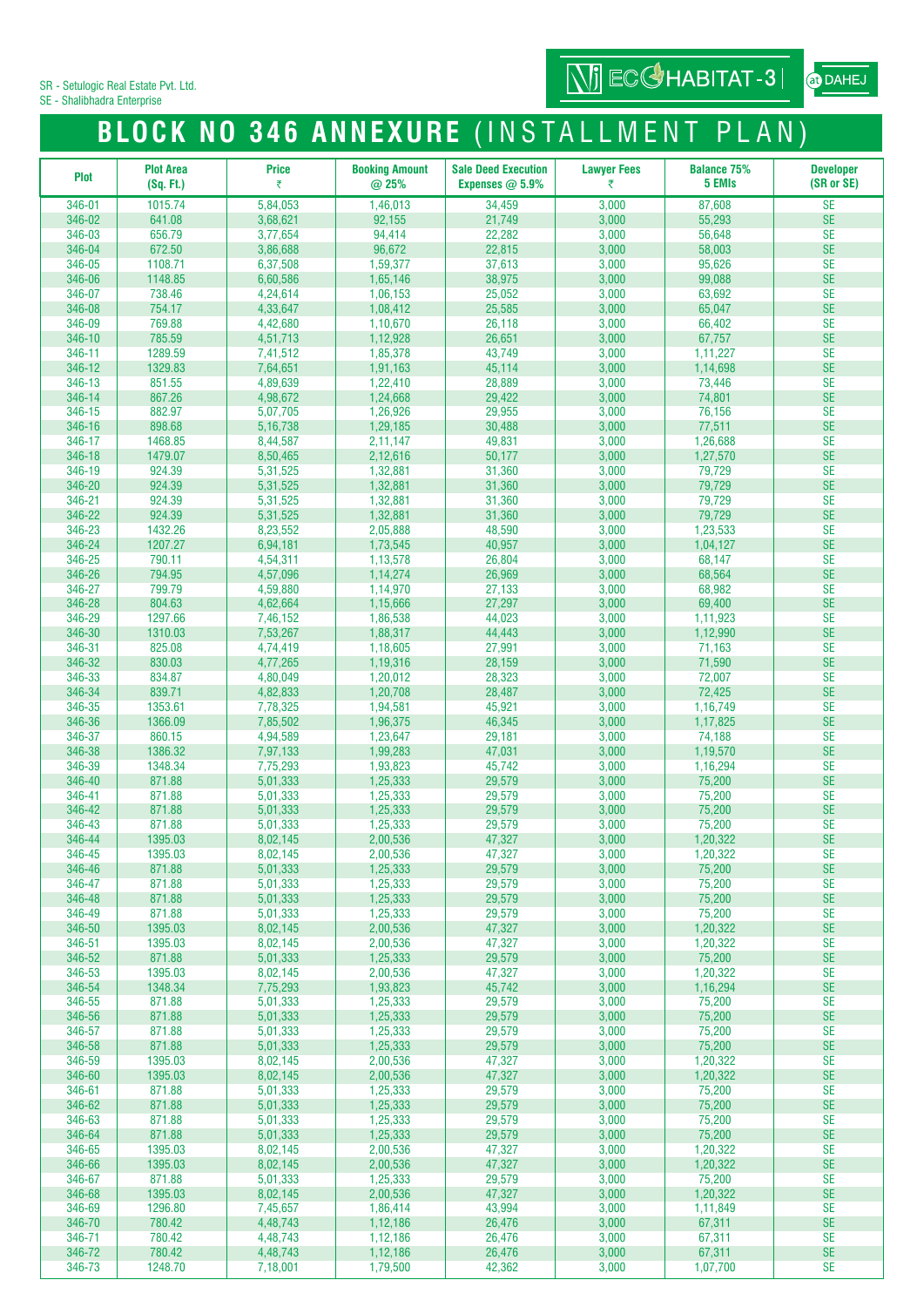SR - Setulogic Real Estate Pvt. Ltd.
SE - Shalibhadra Enterprise

ECOHABITAT-3 | at DAHEJ

# BLOCK NO 346 ANNEXURE (INSTALLMENT PLAN)

| Plot | Plot Area (Sq. Ft.) | Price ₹ | Booking Amount @ 25% | Sale Deed Execution Expenses @ 5.9% | Lawyer Fees ₹ | Balance 75% 5 EMIs | Developer (SR or SE) |
|---|---|---|---|---|---|---|---|
| 346-01 | 1015.74 | 5,84,053 | 1,46,013 | 34,459 | 3,000 | 87,608 | SE |
| 346-02 | 641.08 | 3,68,621 | 92,155 | 21,749 | 3,000 | 55,293 | SE |
| 346-03 | 656.79 | 3,77,654 | 94,414 | 22,282 | 3,000 | 56,648 | SE |
| 346-04 | 672.50 | 3,86,688 | 96,672 | 22,815 | 3,000 | 58,003 | SE |
| 346-05 | 1108.71 | 6,37,508 | 1,59,377 | 37,613 | 3,000 | 95,626 | SE |
| 346-06 | 1148.85 | 6,60,586 | 1,65,146 | 38,975 | 3,000 | 99,088 | SE |
| 346-07 | 738.46 | 4,24,614 | 1,06,153 | 25,052 | 3,000 | 63,692 | SE |
| 346-08 | 754.17 | 4,33,647 | 1,08,412 | 25,585 | 3,000 | 65,047 | SE |
| 346-09 | 769.88 | 4,42,680 | 1,10,670 | 26,118 | 3,000 | 66,402 | SE |
| 346-10 | 785.59 | 4,51,713 | 1,12,928 | 26,651 | 3,000 | 67,757 | SE |
| 346-11 | 1289.59 | 7,41,512 | 1,85,378 | 43,749 | 3,000 | 1,11,227 | SE |
| 346-12 | 1329.83 | 7,64,651 | 1,91,163 | 45,114 | 3,000 | 1,14,698 | SE |
| 346-13 | 851.55 | 4,89,639 | 1,22,410 | 28,889 | 3,000 | 73,446 | SE |
| 346-14 | 867.26 | 4,98,672 | 1,24,668 | 29,422 | 3,000 | 74,801 | SE |
| 346-15 | 882.97 | 5,07,705 | 1,26,926 | 29,955 | 3,000 | 76,156 | SE |
| 346-16 | 898.68 | 5,16,738 | 1,29,185 | 30,488 | 3,000 | 77,511 | SE |
| 346-17 | 1468.85 | 8,44,587 | 2,11,147 | 49,831 | 3,000 | 1,26,688 | SE |
| 346-18 | 1479.07 | 8,50,465 | 2,12,616 | 50,177 | 3,000 | 1,27,570 | SE |
| 346-19 | 924.39 | 5,31,525 | 1,32,881 | 31,360 | 3,000 | 79,729 | SE |
| 346-20 | 924.39 | 5,31,525 | 1,32,881 | 31,360 | 3,000 | 79,729 | SE |
| 346-21 | 924.39 | 5,31,525 | 1,32,881 | 31,360 | 3,000 | 79,729 | SE |
| 346-22 | 924.39 | 5,31,525 | 1,32,881 | 31,360 | 3,000 | 79,729 | SE |
| 346-23 | 1432.26 | 8,23,552 | 2,05,888 | 48,590 | 3,000 | 1,23,533 | SE |
| 346-24 | 1207.27 | 6,94,181 | 1,73,545 | 40,957 | 3,000 | 1,04,127 | SE |
| 346-25 | 790.11 | 4,54,311 | 1,13,578 | 26,804 | 3,000 | 68,147 | SE |
| 346-26 | 794.95 | 4,57,096 | 1,14,274 | 26,969 | 3,000 | 68,564 | SE |
| 346-27 | 799.79 | 4,59,880 | 1,14,970 | 27,133 | 3,000 | 68,982 | SE |
| 346-28 | 804.63 | 4,62,664 | 1,15,666 | 27,297 | 3,000 | 69,400 | SE |
| 346-29 | 1297.66 | 7,46,152 | 1,86,538 | 44,023 | 3,000 | 1,11,923 | SE |
| 346-30 | 1310.03 | 7,53,267 | 1,88,317 | 44,443 | 3,000 | 1,12,990 | SE |
| 346-31 | 825.08 | 4,74,419 | 1,18,605 | 27,991 | 3,000 | 71,163 | SE |
| 346-32 | 830.03 | 4,77,265 | 1,19,316 | 28,159 | 3,000 | 71,590 | SE |
| 346-33 | 834.87 | 4,80,049 | 1,20,012 | 28,323 | 3,000 | 72,007 | SE |
| 346-34 | 839.71 | 4,82,833 | 1,20,708 | 28,487 | 3,000 | 72,425 | SE |
| 346-35 | 1353.61 | 7,78,325 | 1,94,581 | 45,921 | 3,000 | 1,16,749 | SE |
| 346-36 | 1366.09 | 7,85,502 | 1,96,375 | 46,345 | 3,000 | 1,17,825 | SE |
| 346-37 | 860.15 | 4,94,589 | 1,23,647 | 29,181 | 3,000 | 74,188 | SE |
| 346-38 | 1386.32 | 7,97,133 | 1,99,283 | 47,031 | 3,000 | 1,19,570 | SE |
| 346-39 | 1348.34 | 7,75,293 | 1,93,823 | 45,742 | 3,000 | 1,16,294 | SE |
| 346-40 | 871.88 | 5,01,333 | 1,25,333 | 29,579 | 3,000 | 75,200 | SE |
| 346-41 | 871.88 | 5,01,333 | 1,25,333 | 29,579 | 3,000 | 75,200 | SE |
| 346-42 | 871.88 | 5,01,333 | 1,25,333 | 29,579 | 3,000 | 75,200 | SE |
| 346-43 | 871.88 | 5,01,333 | 1,25,333 | 29,579 | 3,000 | 75,200 | SE |
| 346-44 | 1395.03 | 8,02,145 | 2,00,536 | 47,327 | 3,000 | 1,20,322 | SE |
| 346-45 | 1395.03 | 8,02,145 | 2,00,536 | 47,327 | 3,000 | 1,20,322 | SE |
| 346-46 | 871.88 | 5,01,333 | 1,25,333 | 29,579 | 3,000 | 75,200 | SE |
| 346-47 | 871.88 | 5,01,333 | 1,25,333 | 29,579 | 3,000 | 75,200 | SE |
| 346-48 | 871.88 | 5,01,333 | 1,25,333 | 29,579 | 3,000 | 75,200 | SE |
| 346-49 | 871.88 | 5,01,333 | 1,25,333 | 29,579 | 3,000 | 75,200 | SE |
| 346-50 | 1395.03 | 8,02,145 | 2,00,536 | 47,327 | 3,000 | 1,20,322 | SE |
| 346-51 | 1395.03 | 8,02,145 | 2,00,536 | 47,327 | 3,000 | 1,20,322 | SE |
| 346-52 | 871.88 | 5,01,333 | 1,25,333 | 29,579 | 3,000 | 75,200 | SE |
| 346-53 | 1395.03 | 8,02,145 | 2,00,536 | 47,327 | 3,000 | 1,20,322 | SE |
| 346-54 | 1348.34 | 7,75,293 | 1,93,823 | 45,742 | 3,000 | 1,16,294 | SE |
| 346-55 | 871.88 | 5,01,333 | 1,25,333 | 29,579 | 3,000 | 75,200 | SE |
| 346-56 | 871.88 | 5,01,333 | 1,25,333 | 29,579 | 3,000 | 75,200 | SE |
| 346-57 | 871.88 | 5,01,333 | 1,25,333 | 29,579 | 3,000 | 75,200 | SE |
| 346-58 | 871.88 | 5,01,333 | 1,25,333 | 29,579 | 3,000 | 75,200 | SE |
| 346-59 | 1395.03 | 8,02,145 | 2,00,536 | 47,327 | 3,000 | 1,20,322 | SE |
| 346-60 | 1395.03 | 8,02,145 | 2,00,536 | 47,327 | 3,000 | 1,20,322 | SE |
| 346-61 | 871.88 | 5,01,333 | 1,25,333 | 29,579 | 3,000 | 75,200 | SE |
| 346-62 | 871.88 | 5,01,333 | 1,25,333 | 29,579 | 3,000 | 75,200 | SE |
| 346-63 | 871.88 | 5,01,333 | 1,25,333 | 29,579 | 3,000 | 75,200 | SE |
| 346-64 | 871.88 | 5,01,333 | 1,25,333 | 29,579 | 3,000 | 75,200 | SE |
| 346-65 | 1395.03 | 8,02,145 | 2,00,536 | 47,327 | 3,000 | 1,20,322 | SE |
| 346-66 | 1395.03 | 8,02,145 | 2,00,536 | 47,327 | 3,000 | 1,20,322 | SE |
| 346-67 | 871.88 | 5,01,333 | 1,25,333 | 29,579 | 3,000 | 75,200 | SE |
| 346-68 | 1395.03 | 8,02,145 | 2,00,536 | 47,327 | 3,000 | 1,20,322 | SE |
| 346-69 | 1296.80 | 7,45,657 | 1,86,414 | 43,994 | 3,000 | 1,11,849 | SE |
| 346-70 | 780.42 | 4,48,743 | 1,12,186 | 26,476 | 3,000 | 67,311 | SE |
| 346-71 | 780.42 | 4,48,743 | 1,12,186 | 26,476 | 3,000 | 67,311 | SE |
| 346-72 | 780.42 | 4,48,743 | 1,12,186 | 26,476 | 3,000 | 67,311 | SE |
| 346-73 | 1248.70 | 7,18,001 | 1,79,500 | 42,362 | 3,000 | 1,07,700 | SE |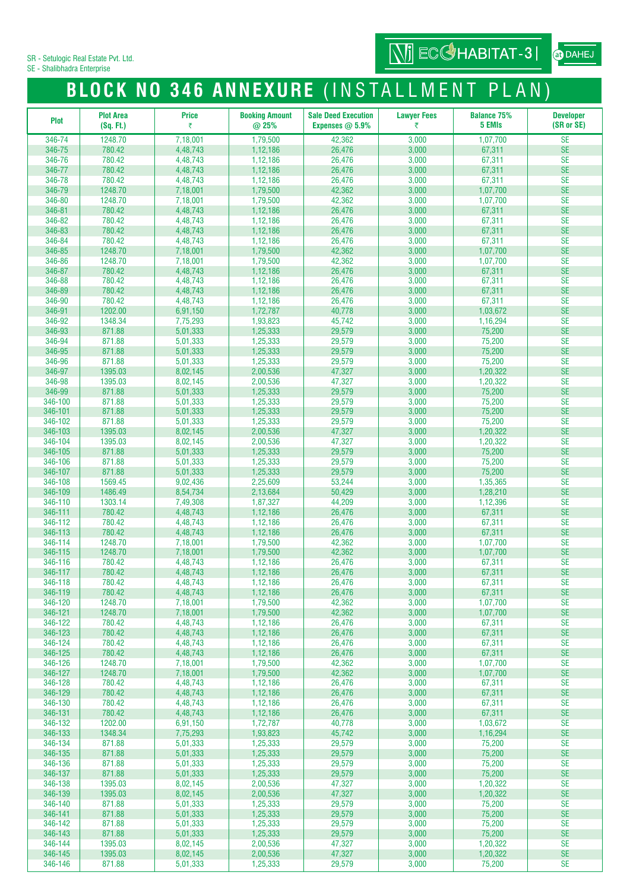SR - Setulogic Real Estate Pvt. Ltd.
SE - Shalibhadra Enterprise

NJ ECOHABITAT-3 | at DAHEJ

# BLOCK NO 346 ANNEXURE (INSTALLMENT PLAN)

| Plot | Plot Area (Sq. Ft.) | Price ₹ | Booking Amount @ 25% | Sale Deed Execution Expenses @ 5.9% | Lawyer Fees ₹ | Balance 75% 5 EMIs | Developer (SR or SE) |
|---|---|---|---|---|---|---|---|
| 346-74 | 1248.70 | 7,18,001 | 1,79,500 | 42,362 | 3,000 | 1,07,700 | SE |
| 346-75 | 780.42 | 4,48,743 | 1,12,186 | 26,476 | 3,000 | 67,311 | SE |
| 346-76 | 780.42 | 4,48,743 | 1,12,186 | 26,476 | 3,000 | 67,311 | SE |
| 346-77 | 780.42 | 4,48,743 | 1,12,186 | 26,476 | 3,000 | 67,311 | SE |
| 346-78 | 780.42 | 4,48,743 | 1,12,186 | 26,476 | 3,000 | 67,311 | SE |
| 346-79 | 1248.70 | 7,18,001 | 1,79,500 | 42,362 | 3,000 | 1,07,700 | SE |
| 346-80 | 1248.70 | 7,18,001 | 1,79,500 | 42,362 | 3,000 | 1,07,700 | SE |
| 346-81 | 780.42 | 4,48,743 | 1,12,186 | 26,476 | 3,000 | 67,311 | SE |
| 346-82 | 780.42 | 4,48,743 | 1,12,186 | 26,476 | 3,000 | 67,311 | SE |
| 346-83 | 780.42 | 4,48,743 | 1,12,186 | 26,476 | 3,000 | 67,311 | SE |
| 346-84 | 780.42 | 4,48,743 | 1,12,186 | 26,476 | 3,000 | 67,311 | SE |
| 346-85 | 1248.70 | 7,18,001 | 1,79,500 | 42,362 | 3,000 | 1,07,700 | SE |
| 346-86 | 1248.70 | 7,18,001 | 1,79,500 | 42,362 | 3,000 | 1,07,700 | SE |
| 346-87 | 780.42 | 4,48,743 | 1,12,186 | 26,476 | 3,000 | 67,311 | SE |
| 346-88 | 780.42 | 4,48,743 | 1,12,186 | 26,476 | 3,000 | 67,311 | SE |
| 346-89 | 780.42 | 4,48,743 | 1,12,186 | 26,476 | 3,000 | 67,311 | SE |
| 346-90 | 780.42 | 4,48,743 | 1,12,186 | 26,476 | 3,000 | 67,311 | SE |
| 346-91 | 1202.00 | 6,91,150 | 1,72,787 | 40,778 | 3,000 | 1,03,672 | SE |
| 346-92 | 1348.34 | 7,75,293 | 1,93,823 | 45,742 | 3,000 | 1,16,294 | SE |
| 346-93 | 871.88 | 5,01,333 | 1,25,333 | 29,579 | 3,000 | 75,200 | SE |
| 346-94 | 871.88 | 5,01,333 | 1,25,333 | 29,579 | 3,000 | 75,200 | SE |
| 346-95 | 871.88 | 5,01,333 | 1,25,333 | 29,579 | 3,000 | 75,200 | SE |
| 346-96 | 871.88 | 5,01,333 | 1,25,333 | 29,579 | 3,000 | 75,200 | SE |
| 346-97 | 1395.03 | 8,02,145 | 2,00,536 | 47,327 | 3,000 | 1,20,322 | SE |
| 346-98 | 1395.03 | 8,02,145 | 2,00,536 | 47,327 | 3,000 | 1,20,322 | SE |
| 346-99 | 871.88 | 5,01,333 | 1,25,333 | 29,579 | 3,000 | 75,200 | SE |
| 346-100 | 871.88 | 5,01,333 | 1,25,333 | 29,579 | 3,000 | 75,200 | SE |
| 346-101 | 871.88 | 5,01,333 | 1,25,333 | 29,579 | 3,000 | 75,200 | SE |
| 346-102 | 871.88 | 5,01,333 | 1,25,333 | 29,579 | 3,000 | 75,200 | SE |
| 346-103 | 1395.03 | 8,02,145 | 2,00,536 | 47,327 | 3,000 | 1,20,322 | SE |
| 346-104 | 1395.03 | 8,02,145 | 2,00,536 | 47,327 | 3,000 | 1,20,322 | SE |
| 346-105 | 871.88 | 5,01,333 | 1,25,333 | 29,579 | 3,000 | 75,200 | SE |
| 346-106 | 871.88 | 5,01,333 | 1,25,333 | 29,579 | 3,000 | 75,200 | SE |
| 346-107 | 871.88 | 5,01,333 | 1,25,333 | 29,579 | 3,000 | 75,200 | SE |
| 346-108 | 1569.45 | 9,02,436 | 2,25,609 | 53,244 | 3,000 | 1,35,365 | SE |
| 346-109 | 1486.49 | 8,54,734 | 2,13,684 | 50,429 | 3,000 | 1,28,210 | SE |
| 346-110 | 1303.14 | 7,49,308 | 1,87,327 | 44,209 | 3,000 | 1,12,396 | SE |
| 346-111 | 780.42 | 4,48,743 | 1,12,186 | 26,476 | 3,000 | 67,311 | SE |
| 346-112 | 780.42 | 4,48,743 | 1,12,186 | 26,476 | 3,000 | 67,311 | SE |
| 346-113 | 780.42 | 4,48,743 | 1,12,186 | 26,476 | 3,000 | 67,311 | SE |
| 346-114 | 1248.70 | 7,18,001 | 1,79,500 | 42,362 | 3,000 | 1,07,700 | SE |
| 346-115 | 1248.70 | 7,18,001 | 1,79,500 | 42,362 | 3,000 | 1,07,700 | SE |
| 346-116 | 780.42 | 4,48,743 | 1,12,186 | 26,476 | 3,000 | 67,311 | SE |
| 346-117 | 780.42 | 4,48,743 | 1,12,186 | 26,476 | 3,000 | 67,311 | SE |
| 346-118 | 780.42 | 4,48,743 | 1,12,186 | 26,476 | 3,000 | 67,311 | SE |
| 346-119 | 780.42 | 4,48,743 | 1,12,186 | 26,476 | 3,000 | 67,311 | SE |
| 346-120 | 1248.70 | 7,18,001 | 1,79,500 | 42,362 | 3,000 | 1,07,700 | SE |
| 346-121 | 1248.70 | 7,18,001 | 1,79,500 | 42,362 | 3,000 | 1,07,700 | SE |
| 346-122 | 780.42 | 4,48,743 | 1,12,186 | 26,476 | 3,000 | 67,311 | SE |
| 346-123 | 780.42 | 4,48,743 | 1,12,186 | 26,476 | 3,000 | 67,311 | SE |
| 346-124 | 780.42 | 4,48,743 | 1,12,186 | 26,476 | 3,000 | 67,311 | SE |
| 346-125 | 780.42 | 4,48,743 | 1,12,186 | 26,476 | 3,000 | 67,311 | SE |
| 346-126 | 1248.70 | 7,18,001 | 1,79,500 | 42,362 | 3,000 | 1,07,700 | SE |
| 346-127 | 1248.70 | 7,18,001 | 1,79,500 | 42,362 | 3,000 | 1,07,700 | SE |
| 346-128 | 780.42 | 4,48,743 | 1,12,186 | 26,476 | 3,000 | 67,311 | SE |
| 346-129 | 780.42 | 4,48,743 | 1,12,186 | 26,476 | 3,000 | 67,311 | SE |
| 346-130 | 780.42 | 4,48,743 | 1,12,186 | 26,476 | 3,000 | 67,311 | SE |
| 346-131 | 780.42 | 4,48,743 | 1,12,186 | 26,476 | 3,000 | 67,311 | SE |
| 346-132 | 1202.00 | 6,91,150 | 1,72,787 | 40,778 | 3,000 | 1,03,672 | SE |
| 346-133 | 1348.34 | 7,75,293 | 1,93,823 | 45,742 | 3,000 | 1,16,294 | SE |
| 346-134 | 871.88 | 5,01,333 | 1,25,333 | 29,579 | 3,000 | 75,200 | SE |
| 346-135 | 871.88 | 5,01,333 | 1,25,333 | 29,579 | 3,000 | 75,200 | SE |
| 346-136 | 871.88 | 5,01,333 | 1,25,333 | 29,579 | 3,000 | 75,200 | SE |
| 346-137 | 871.88 | 5,01,333 | 1,25,333 | 29,579 | 3,000 | 75,200 | SE |
| 346-138 | 1395.03 | 8,02,145 | 2,00,536 | 47,327 | 3,000 | 1,20,322 | SE |
| 346-139 | 1395.03 | 8,02,145 | 2,00,536 | 47,327 | 3,000 | 1,20,322 | SE |
| 346-140 | 871.88 | 5,01,333 | 1,25,333 | 29,579 | 3,000 | 75,200 | SE |
| 346-141 | 871.88 | 5,01,333 | 1,25,333 | 29,579 | 3,000 | 75,200 | SE |
| 346-142 | 871.88 | 5,01,333 | 1,25,333 | 29,579 | 3,000 | 75,200 | SE |
| 346-143 | 871.88 | 5,01,333 | 1,25,333 | 29,579 | 3,000 | 75,200 | SE |
| 346-144 | 1395.03 | 8,02,145 | 2,00,536 | 47,327 | 3,000 | 1,20,322 | SE |
| 346-145 | 1395.03 | 8,02,145 | 2,00,536 | 47,327 | 3,000 | 1,20,322 | SE |
| 346-146 | 871.88 | 5,01,333 | 1,25,333 | 29,579 | 3,000 | 75,200 | SE |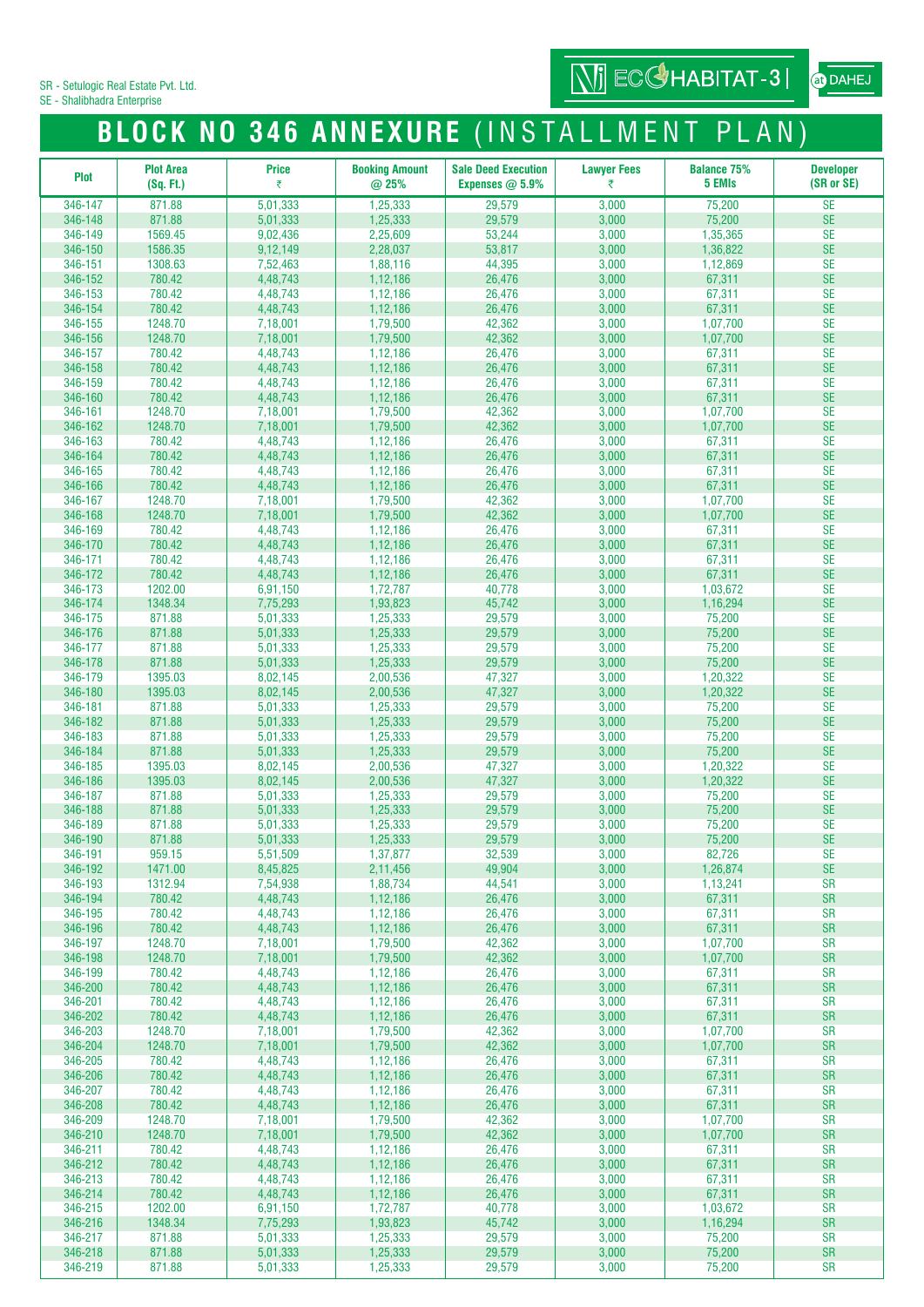SR - Setulogic Real Estate Pvt. Ltd.
SE - Shalibhadra Enterprise

NJ ECO HABITAT-3 | at DAHEJ

# BLOCK NO 346 ANNEXURE (INSTALLMENT PLAN)

| Plot | Plot Area (Sq. Ft.) | Price ₹ | Booking Amount @ 25% | Sale Deed Execution Expenses @ 5.9% | Lawyer Fees ₹ | Balance 75% 5 EMIs | Developer (SR or SE) |
|---|---|---|---|---|---|---|---|
| 346-147 | 871.88 | 5,01,333 | 1,25,333 | 29,579 | 3,000 | 75,200 | SE |
| 346-148 | 871.88 | 5,01,333 | 1,25,333 | 29,579 | 3,000 | 75,200 | SE |
| 346-149 | 1569.45 | 9,02,436 | 2,25,609 | 53,244 | 3,000 | 1,35,365 | SE |
| 346-150 | 1586.35 | 9,12,149 | 2,28,037 | 53,817 | 3,000 | 1,36,822 | SE |
| 346-151 | 1308.63 | 7,52,463 | 1,88,116 | 44,395 | 3,000 | 1,12,869 | SE |
| 346-152 | 780.42 | 4,48,743 | 1,12,186 | 26,476 | 3,000 | 67,311 | SE |
| 346-153 | 780.42 | 4,48,743 | 1,12,186 | 26,476 | 3,000 | 67,311 | SE |
| 346-154 | 780.42 | 4,48,743 | 1,12,186 | 26,476 | 3,000 | 67,311 | SE |
| 346-155 | 1248.70 | 7,18,001 | 1,79,500 | 42,362 | 3,000 | 1,07,700 | SE |
| 346-156 | 1248.70 | 7,18,001 | 1,79,500 | 42,362 | 3,000 | 1,07,700 | SE |
| 346-157 | 780.42 | 4,48,743 | 1,12,186 | 26,476 | 3,000 | 67,311 | SE |
| 346-158 | 780.42 | 4,48,743 | 1,12,186 | 26,476 | 3,000 | 67,311 | SE |
| 346-159 | 780.42 | 4,48,743 | 1,12,186 | 26,476 | 3,000 | 67,311 | SE |
| 346-160 | 780.42 | 4,48,743 | 1,12,186 | 26,476 | 3,000 | 67,311 | SE |
| 346-161 | 1248.70 | 7,18,001 | 1,79,500 | 42,362 | 3,000 | 1,07,700 | SE |
| 346-162 | 1248.70 | 7,18,001 | 1,79,500 | 42,362 | 3,000 | 1,07,700 | SE |
| 346-163 | 780.42 | 4,48,743 | 1,12,186 | 26,476 | 3,000 | 67,311 | SE |
| 346-164 | 780.42 | 4,48,743 | 1,12,186 | 26,476 | 3,000 | 67,311 | SE |
| 346-165 | 780.42 | 4,48,743 | 1,12,186 | 26,476 | 3,000 | 67,311 | SE |
| 346-166 | 780.42 | 4,48,743 | 1,12,186 | 26,476 | 3,000 | 67,311 | SE |
| 346-167 | 1248.70 | 7,18,001 | 1,79,500 | 42,362 | 3,000 | 1,07,700 | SE |
| 346-168 | 1248.70 | 7,18,001 | 1,79,500 | 42,362 | 3,000 | 1,07,700 | SE |
| 346-169 | 780.42 | 4,48,743 | 1,12,186 | 26,476 | 3,000 | 67,311 | SE |
| 346-170 | 780.42 | 4,48,743 | 1,12,186 | 26,476 | 3,000 | 67,311 | SE |
| 346-171 | 780.42 | 4,48,743 | 1,12,186 | 26,476 | 3,000 | 67,311 | SE |
| 346-172 | 780.42 | 4,48,743 | 1,12,186 | 26,476 | 3,000 | 67,311 | SE |
| 346-173 | 1202.00 | 6,91,150 | 1,72,787 | 40,778 | 3,000 | 1,03,672 | SE |
| 346-174 | 1348.34 | 7,75,293 | 1,93,823 | 45,742 | 3,000 | 1,16,294 | SE |
| 346-175 | 871.88 | 5,01,333 | 1,25,333 | 29,579 | 3,000 | 75,200 | SE |
| 346-176 | 871.88 | 5,01,333 | 1,25,333 | 29,579 | 3,000 | 75,200 | SE |
| 346-177 | 871.88 | 5,01,333 | 1,25,333 | 29,579 | 3,000 | 75,200 | SE |
| 346-178 | 871.88 | 5,01,333 | 1,25,333 | 29,579 | 3,000 | 75,200 | SE |
| 346-179 | 1395.03 | 8,02,145 | 2,00,536 | 47,327 | 3,000 | 1,20,322 | SE |
| 346-180 | 1395.03 | 8,02,145 | 2,00,536 | 47,327 | 3,000 | 1,20,322 | SE |
| 346-181 | 871.88 | 5,01,333 | 1,25,333 | 29,579 | 3,000 | 75,200 | SE |
| 346-182 | 871.88 | 5,01,333 | 1,25,333 | 29,579 | 3,000 | 75,200 | SE |
| 346-183 | 871.88 | 5,01,333 | 1,25,333 | 29,579 | 3,000 | 75,200 | SE |
| 346-184 | 871.88 | 5,01,333 | 1,25,333 | 29,579 | 3,000 | 75,200 | SE |
| 346-185 | 1395.03 | 8,02,145 | 2,00,536 | 47,327 | 3,000 | 1,20,322 | SE |
| 346-186 | 1395.03 | 8,02,145 | 2,00,536 | 47,327 | 3,000 | 1,20,322 | SE |
| 346-187 | 871.88 | 5,01,333 | 1,25,333 | 29,579 | 3,000 | 75,200 | SE |
| 346-188 | 871.88 | 5,01,333 | 1,25,333 | 29,579 | 3,000 | 75,200 | SE |
| 346-189 | 871.88 | 5,01,333 | 1,25,333 | 29,579 | 3,000 | 75,200 | SE |
| 346-190 | 871.88 | 5,01,333 | 1,25,333 | 29,579 | 3,000 | 75,200 | SE |
| 346-191 | 959.15 | 5,51,509 | 1,37,877 | 32,539 | 3,000 | 82,726 | SE |
| 346-192 | 1471.00 | 8,45,825 | 2,11,456 | 49,904 | 3,000 | 1,26,874 | SE |
| 346-193 | 1312.94 | 7,54,938 | 1,88,734 | 44,541 | 3,000 | 1,13,241 | SR |
| 346-194 | 780.42 | 4,48,743 | 1,12,186 | 26,476 | 3,000 | 67,311 | SR |
| 346-195 | 780.42 | 4,48,743 | 1,12,186 | 26,476 | 3,000 | 67,311 | SR |
| 346-196 | 780.42 | 4,48,743 | 1,12,186 | 26,476 | 3,000 | 67,311 | SR |
| 346-197 | 1248.70 | 7,18,001 | 1,79,500 | 42,362 | 3,000 | 1,07,700 | SR |
| 346-198 | 1248.70 | 7,18,001 | 1,79,500 | 42,362 | 3,000 | 1,07,700 | SR |
| 346-199 | 780.42 | 4,48,743 | 1,12,186 | 26,476 | 3,000 | 67,311 | SR |
| 346-200 | 780.42 | 4,48,743 | 1,12,186 | 26,476 | 3,000 | 67,311 | SR |
| 346-201 | 780.42 | 4,48,743 | 1,12,186 | 26,476 | 3,000 | 67,311 | SR |
| 346-202 | 780.42 | 4,48,743 | 1,12,186 | 26,476 | 3,000 | 67,311 | SR |
| 346-203 | 1248.70 | 7,18,001 | 1,79,500 | 42,362 | 3,000 | 1,07,700 | SR |
| 346-204 | 1248.70 | 7,18,001 | 1,79,500 | 42,362 | 3,000 | 1,07,700 | SR |
| 346-205 | 780.42 | 4,48,743 | 1,12,186 | 26,476 | 3,000 | 67,311 | SR |
| 346-206 | 780.42 | 4,48,743 | 1,12,186 | 26,476 | 3,000 | 67,311 | SR |
| 346-207 | 780.42 | 4,48,743 | 1,12,186 | 26,476 | 3,000 | 67,311 | SR |
| 346-208 | 780.42 | 4,48,743 | 1,12,186 | 26,476 | 3,000 | 67,311 | SR |
| 346-209 | 1248.70 | 7,18,001 | 1,79,500 | 42,362 | 3,000 | 1,07,700 | SR |
| 346-210 | 1248.70 | 7,18,001 | 1,79,500 | 42,362 | 3,000 | 1,07,700 | SR |
| 346-211 | 780.42 | 4,48,743 | 1,12,186 | 26,476 | 3,000 | 67,311 | SR |
| 346-212 | 780.42 | 4,48,743 | 1,12,186 | 26,476 | 3,000 | 67,311 | SR |
| 346-213 | 780.42 | 4,48,743 | 1,12,186 | 26,476 | 3,000 | 67,311 | SR |
| 346-214 | 780.42 | 4,48,743 | 1,12,186 | 26,476 | 3,000 | 67,311 | SR |
| 346-215 | 1202.00 | 6,91,150 | 1,72,787 | 40,778 | 3,000 | 1,03,672 | SR |
| 346-216 | 1348.34 | 7,75,293 | 1,93,823 | 45,742 | 3,000 | 1,16,294 | SR |
| 346-217 | 871.88 | 5,01,333 | 1,25,333 | 29,579 | 3,000 | 75,200 | SR |
| 346-218 | 871.88 | 5,01,333 | 1,25,333 | 29,579 | 3,000 | 75,200 | SR |
| 346-219 | 871.88 | 5,01,333 | 1,25,333 | 29,579 | 3,000 | 75,200 | SR |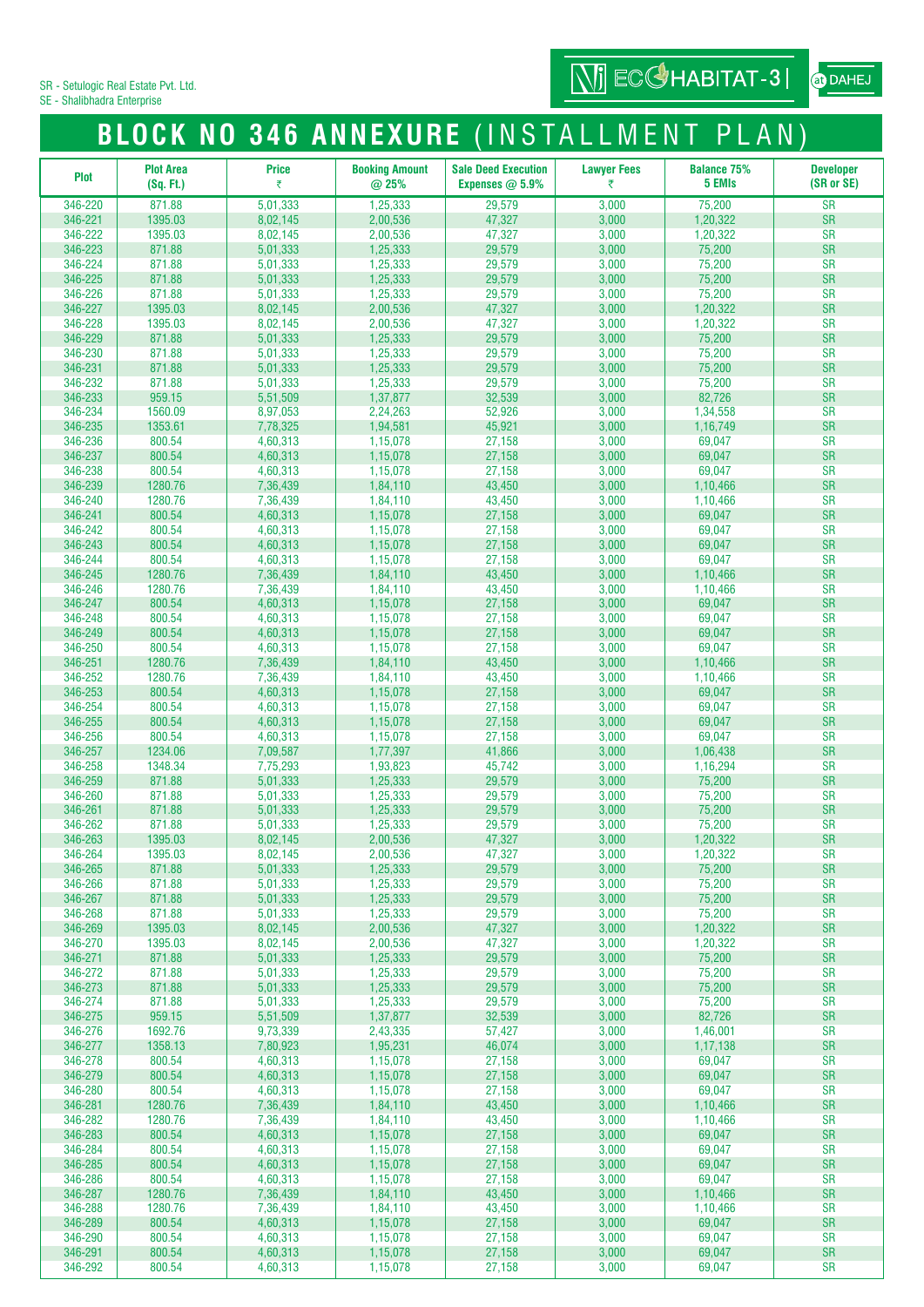SR - Setulogic Real Estate Pvt. Ltd.
SE - Shalibhadra Enterprise

ECOHABITAT-3 | at DAHEJ

# BLOCK NO 346 ANNEXURE (INSTALLMENT PLAN)

| Plot | Plot Area (Sq. Ft.) | Price ₹ | Booking Amount @ 25% | Sale Deed Execution Expenses @ 5.9% | Lawyer Fees ₹ | Balance 75% 5 EMIs | Developer (SR or SE) |
|---|---|---|---|---|---|---|---|
| 346-220 | 871.88 | 5,01,333 | 1,25,333 | 29,579 | 3,000 | 75,200 | SR |
| 346-221 | 1395.03 | 8,02,145 | 2,00,536 | 47,327 | 3,000 | 1,20,322 | SR |
| 346-222 | 1395.03 | 8,02,145 | 2,00,536 | 47,327 | 3,000 | 1,20,322 | SR |
| 346-223 | 871.88 | 5,01,333 | 1,25,333 | 29,579 | 3,000 | 75,200 | SR |
| 346-224 | 871.88 | 5,01,333 | 1,25,333 | 29,579 | 3,000 | 75,200 | SR |
| 346-225 | 871.88 | 5,01,333 | 1,25,333 | 29,579 | 3,000 | 75,200 | SR |
| 346-226 | 871.88 | 5,01,333 | 1,25,333 | 29,579 | 3,000 | 75,200 | SR |
| 346-227 | 1395.03 | 8,02,145 | 2,00,536 | 47,327 | 3,000 | 1,20,322 | SR |
| 346-228 | 1395.03 | 8,02,145 | 2,00,536 | 47,327 | 3,000 | 1,20,322 | SR |
| 346-229 | 871.88 | 5,01,333 | 1,25,333 | 29,579 | 3,000 | 75,200 | SR |
| 346-230 | 871.88 | 5,01,333 | 1,25,333 | 29,579 | 3,000 | 75,200 | SR |
| 346-231 | 871.88 | 5,01,333 | 1,25,333 | 29,579 | 3,000 | 75,200 | SR |
| 346-232 | 871.88 | 5,01,333 | 1,25,333 | 29,579 | 3,000 | 75,200 | SR |
| 346-233 | 959.15 | 5,51,509 | 1,37,877 | 32,539 | 3,000 | 82,726 | SR |
| 346-234 | 1560.09 | 8,97,053 | 2,24,263 | 52,926 | 3,000 | 1,34,558 | SR |
| 346-235 | 1353.61 | 7,78,325 | 1,94,581 | 45,921 | 3,000 | 1,16,749 | SR |
| 346-236 | 800.54 | 4,60,313 | 1,15,078 | 27,158 | 3,000 | 69,047 | SR |
| 346-237 | 800.54 | 4,60,313 | 1,15,078 | 27,158 | 3,000 | 69,047 | SR |
| 346-238 | 800.54 | 4,60,313 | 1,15,078 | 27,158 | 3,000 | 69,047 | SR |
| 346-239 | 1280.76 | 7,36,439 | 1,84,110 | 43,450 | 3,000 | 1,10,466 | SR |
| 346-240 | 1280.76 | 7,36,439 | 1,84,110 | 43,450 | 3,000 | 1,10,466 | SR |
| 346-241 | 800.54 | 4,60,313 | 1,15,078 | 27,158 | 3,000 | 69,047 | SR |
| 346-242 | 800.54 | 4,60,313 | 1,15,078 | 27,158 | 3,000 | 69,047 | SR |
| 346-243 | 800.54 | 4,60,313 | 1,15,078 | 27,158 | 3,000 | 69,047 | SR |
| 346-244 | 800.54 | 4,60,313 | 1,15,078 | 27,158 | 3,000 | 69,047 | SR |
| 346-245 | 1280.76 | 7,36,439 | 1,84,110 | 43,450 | 3,000 | 1,10,466 | SR |
| 346-246 | 1280.76 | 7,36,439 | 1,84,110 | 43,450 | 3,000 | 1,10,466 | SR |
| 346-247 | 800.54 | 4,60,313 | 1,15,078 | 27,158 | 3,000 | 69,047 | SR |
| 346-248 | 800.54 | 4,60,313 | 1,15,078 | 27,158 | 3,000 | 69,047 | SR |
| 346-249 | 800.54 | 4,60,313 | 1,15,078 | 27,158 | 3,000 | 69,047 | SR |
| 346-250 | 800.54 | 4,60,313 | 1,15,078 | 27,158 | 3,000 | 69,047 | SR |
| 346-251 | 1280.76 | 7,36,439 | 1,84,110 | 43,450 | 3,000 | 1,10,466 | SR |
| 346-252 | 1280.76 | 7,36,439 | 1,84,110 | 43,450 | 3,000 | 1,10,466 | SR |
| 346-253 | 800.54 | 4,60,313 | 1,15,078 | 27,158 | 3,000 | 69,047 | SR |
| 346-254 | 800.54 | 4,60,313 | 1,15,078 | 27,158 | 3,000 | 69,047 | SR |
| 346-255 | 800.54 | 4,60,313 | 1,15,078 | 27,158 | 3,000 | 69,047 | SR |
| 346-256 | 800.54 | 4,60,313 | 1,15,078 | 27,158 | 3,000 | 69,047 | SR |
| 346-257 | 1234.06 | 7,09,587 | 1,77,397 | 41,866 | 3,000 | 1,06,438 | SR |
| 346-258 | 1348.34 | 7,75,293 | 1,93,823 | 45,742 | 3,000 | 1,16,294 | SR |
| 346-259 | 871.88 | 5,01,333 | 1,25,333 | 29,579 | 3,000 | 75,200 | SR |
| 346-260 | 871.88 | 5,01,333 | 1,25,333 | 29,579 | 3,000 | 75,200 | SR |
| 346-261 | 871.88 | 5,01,333 | 1,25,333 | 29,579 | 3,000 | 75,200 | SR |
| 346-262 | 871.88 | 5,01,333 | 1,25,333 | 29,579 | 3,000 | 75,200 | SR |
| 346-263 | 1395.03 | 8,02,145 | 2,00,536 | 47,327 | 3,000 | 1,20,322 | SR |
| 346-264 | 1395.03 | 8,02,145 | 2,00,536 | 47,327 | 3,000 | 1,20,322 | SR |
| 346-265 | 871.88 | 5,01,333 | 1,25,333 | 29,579 | 3,000 | 75,200 | SR |
| 346-266 | 871.88 | 5,01,333 | 1,25,333 | 29,579 | 3,000 | 75,200 | SR |
| 346-267 | 871.88 | 5,01,333 | 1,25,333 | 29,579 | 3,000 | 75,200 | SR |
| 346-268 | 871.88 | 5,01,333 | 1,25,333 | 29,579 | 3,000 | 75,200 | SR |
| 346-269 | 1395.03 | 8,02,145 | 2,00,536 | 47,327 | 3,000 | 1,20,322 | SR |
| 346-270 | 1395.03 | 8,02,145 | 2,00,536 | 47,327 | 3,000 | 1,20,322 | SR |
| 346-271 | 871.88 | 5,01,333 | 1,25,333 | 29,579 | 3,000 | 75,200 | SR |
| 346-272 | 871.88 | 5,01,333 | 1,25,333 | 29,579 | 3,000 | 75,200 | SR |
| 346-273 | 871.88 | 5,01,333 | 1,25,333 | 29,579 | 3,000 | 75,200 | SR |
| 346-274 | 871.88 | 5,01,333 | 1,25,333 | 29,579 | 3,000 | 75,200 | SR |
| 346-275 | 959.15 | 5,51,509 | 1,37,877 | 32,539 | 3,000 | 82,726 | SR |
| 346-276 | 1692.76 | 9,73,339 | 2,43,335 | 57,427 | 3,000 | 1,46,001 | SR |
| 346-277 | 1358.13 | 7,80,923 | 1,95,231 | 46,074 | 3,000 | 1,17,138 | SR |
| 346-278 | 800.54 | 4,60,313 | 1,15,078 | 27,158 | 3,000 | 69,047 | SR |
| 346-279 | 800.54 | 4,60,313 | 1,15,078 | 27,158 | 3,000 | 69,047 | SR |
| 346-280 | 800.54 | 4,60,313 | 1,15,078 | 27,158 | 3,000 | 69,047 | SR |
| 346-281 | 1280.76 | 7,36,439 | 1,84,110 | 43,450 | 3,000 | 1,10,466 | SR |
| 346-282 | 1280.76 | 7,36,439 | 1,84,110 | 43,450 | 3,000 | 1,10,466 | SR |
| 346-283 | 800.54 | 4,60,313 | 1,15,078 | 27,158 | 3,000 | 69,047 | SR |
| 346-284 | 800.54 | 4,60,313 | 1,15,078 | 27,158 | 3,000 | 69,047 | SR |
| 346-285 | 800.54 | 4,60,313 | 1,15,078 | 27,158 | 3,000 | 69,047 | SR |
| 346-286 | 800.54 | 4,60,313 | 1,15,078 | 27,158 | 3,000 | 69,047 | SR |
| 346-287 | 1280.76 | 7,36,439 | 1,84,110 | 43,450 | 3,000 | 1,10,466 | SR |
| 346-288 | 1280.76 | 7,36,439 | 1,84,110 | 43,450 | 3,000 | 1,10,466 | SR |
| 346-289 | 800.54 | 4,60,313 | 1,15,078 | 27,158 | 3,000 | 69,047 | SR |
| 346-290 | 800.54 | 4,60,313 | 1,15,078 | 27,158 | 3,000 | 69,047 | SR |
| 346-291 | 800.54 | 4,60,313 | 1,15,078 | 27,158 | 3,000 | 69,047 | SR |
| 346-292 | 800.54 | 4,60,313 | 1,15,078 | 27,158 | 3,000 | 69,047 | SR |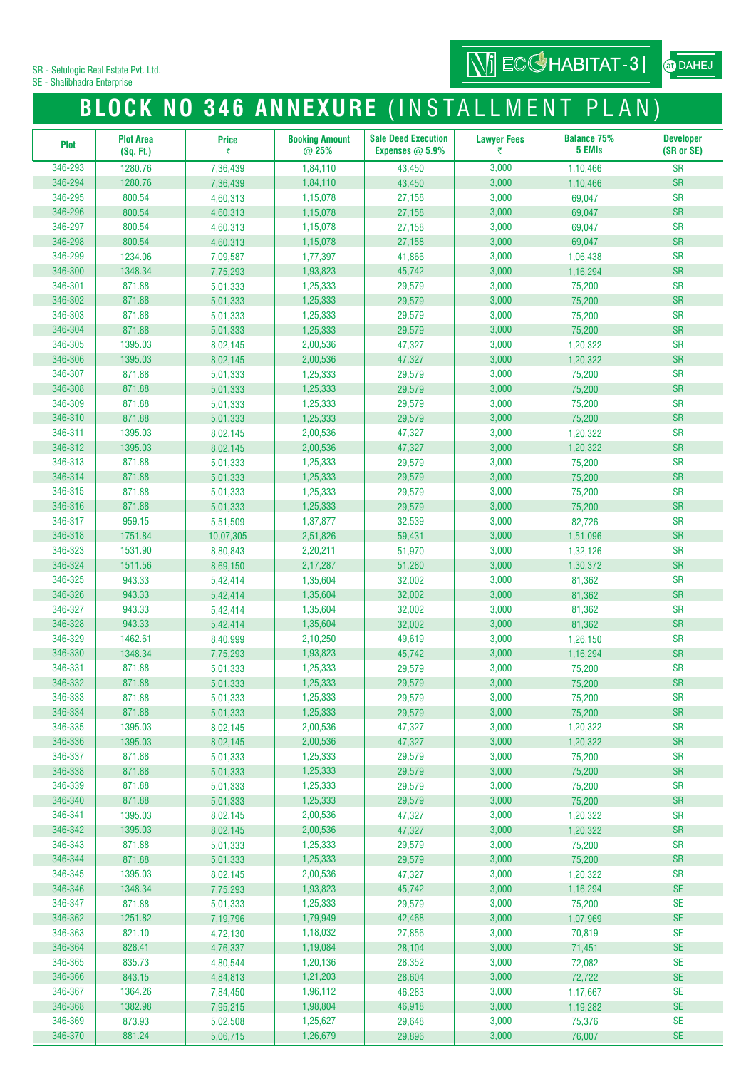SR - Setulogic Real Estate Pvt. Ltd.
SE - Shalibhadra Enterprise

NJ ECOHABITAT-3 | at DAHEJ

# BLOCK NO 346 ANNEXURE (INSTALLMENT PLAN)

| Plot | Plot Area (Sq. Ft.) | Price ₹ | Booking Amount @ 25% | Sale Deed Execution Expenses @ 5.9% | Lawyer Fees ₹ | Balance 75% 5 EMIs | Developer (SR or SE) |
|---|---|---|---|---|---|---|---|
| 346-293 | 1280.76 | 7,36,439 | 1,84,110 | 43,450 | 3,000 | 1,10,466 | SR |
| 346-294 | 1280.76 | 7,36,439 | 1,84,110 | 43,450 | 3,000 | 1,10,466 | SR |
| 346-295 | 800.54 | 4,60,313 | 1,15,078 | 27,158 | 3,000 | 69,047 | SR |
| 346-296 | 800.54 | 4,60,313 | 1,15,078 | 27,158 | 3,000 | 69,047 | SR |
| 346-297 | 800.54 | 4,60,313 | 1,15,078 | 27,158 | 3,000 | 69,047 | SR |
| 346-298 | 800.54 | 4,60,313 | 1,15,078 | 27,158 | 3,000 | 69,047 | SR |
| 346-299 | 1234.06 | 7,09,587 | 1,77,397 | 41,866 | 3,000 | 1,06,438 | SR |
| 346-300 | 1348.34 | 7,75,293 | 1,93,823 | 45,742 | 3,000 | 1,16,294 | SR |
| 346-301 | 871.88 | 5,01,333 | 1,25,333 | 29,579 | 3,000 | 75,200 | SR |
| 346-302 | 871.88 | 5,01,333 | 1,25,333 | 29,579 | 3,000 | 75,200 | SR |
| 346-303 | 871.88 | 5,01,333 | 1,25,333 | 29,579 | 3,000 | 75,200 | SR |
| 346-304 | 871.88 | 5,01,333 | 1,25,333 | 29,579 | 3,000 | 75,200 | SR |
| 346-305 | 1395.03 | 8,02,145 | 2,00,536 | 47,327 | 3,000 | 1,20,322 | SR |
| 346-306 | 1395.03 | 8,02,145 | 2,00,536 | 47,327 | 3,000 | 1,20,322 | SR |
| 346-307 | 871.88 | 5,01,333 | 1,25,333 | 29,579 | 3,000 | 75,200 | SR |
| 346-308 | 871.88 | 5,01,333 | 1,25,333 | 29,579 | 3,000 | 75,200 | SR |
| 346-309 | 871.88 | 5,01,333 | 1,25,333 | 29,579 | 3,000 | 75,200 | SR |
| 346-310 | 871.88 | 5,01,333 | 1,25,333 | 29,579 | 3,000 | 75,200 | SR |
| 346-311 | 1395.03 | 8,02,145 | 2,00,536 | 47,327 | 3,000 | 1,20,322 | SR |
| 346-312 | 1395.03 | 8,02,145 | 2,00,536 | 47,327 | 3,000 | 1,20,322 | SR |
| 346-313 | 871.88 | 5,01,333 | 1,25,333 | 29,579 | 3,000 | 75,200 | SR |
| 346-314 | 871.88 | 5,01,333 | 1,25,333 | 29,579 | 3,000 | 75,200 | SR |
| 346-315 | 871.88 | 5,01,333 | 1,25,333 | 29,579 | 3,000 | 75,200 | SR |
| 346-316 | 871.88 | 5,01,333 | 1,25,333 | 29,579 | 3,000 | 75,200 | SR |
| 346-317 | 959.15 | 5,51,509 | 1,37,877 | 32,539 | 3,000 | 82,726 | SR |
| 346-318 | 1751.84 | 10,07,305 | 2,51,826 | 59,431 | 3,000 | 1,51,096 | SR |
| 346-323 | 1531.90 | 8,80,843 | 2,20,211 | 51,970 | 3,000 | 1,32,126 | SR |
| 346-324 | 1511.56 | 8,69,150 | 2,17,287 | 51,280 | 3,000 | 1,30,372 | SR |
| 346-325 | 943.33 | 5,42,414 | 1,35,604 | 32,002 | 3,000 | 81,362 | SR |
| 346-326 | 943.33 | 5,42,414 | 1,35,604 | 32,002 | 3,000 | 81,362 | SR |
| 346-327 | 943.33 | 5,42,414 | 1,35,604 | 32,002 | 3,000 | 81,362 | SR |
| 346-328 | 943.33 | 5,42,414 | 1,35,604 | 32,002 | 3,000 | 81,362 | SR |
| 346-329 | 1462.61 | 8,40,999 | 2,10,250 | 49,619 | 3,000 | 1,26,150 | SR |
| 346-330 | 1348.34 | 7,75,293 | 1,93,823 | 45,742 | 3,000 | 1,16,294 | SR |
| 346-331 | 871.88 | 5,01,333 | 1,25,333 | 29,579 | 3,000 | 75,200 | SR |
| 346-332 | 871.88 | 5,01,333 | 1,25,333 | 29,579 | 3,000 | 75,200 | SR |
| 346-333 | 871.88 | 5,01,333 | 1,25,333 | 29,579 | 3,000 | 75,200 | SR |
| 346-334 | 871.88 | 5,01,333 | 1,25,333 | 29,579 | 3,000 | 75,200 | SR |
| 346-335 | 1395.03 | 8,02,145 | 2,00,536 | 47,327 | 3,000 | 1,20,322 | SR |
| 346-336 | 1395.03 | 8,02,145 | 2,00,536 | 47,327 | 3,000 | 1,20,322 | SR |
| 346-337 | 871.88 | 5,01,333 | 1,25,333 | 29,579 | 3,000 | 75,200 | SR |
| 346-338 | 871.88 | 5,01,333 | 1,25,333 | 29,579 | 3,000 | 75,200 | SR |
| 346-339 | 871.88 | 5,01,333 | 1,25,333 | 29,579 | 3,000 | 75,200 | SR |
| 346-340 | 871.88 | 5,01,333 | 1,25,333 | 29,579 | 3,000 | 75,200 | SR |
| 346-341 | 1395.03 | 8,02,145 | 2,00,536 | 47,327 | 3,000 | 1,20,322 | SR |
| 346-342 | 1395.03 | 8,02,145 | 2,00,536 | 47,327 | 3,000 | 1,20,322 | SR |
| 346-343 | 871.88 | 5,01,333 | 1,25,333 | 29,579 | 3,000 | 75,200 | SR |
| 346-344 | 871.88 | 5,01,333 | 1,25,333 | 29,579 | 3,000 | 75,200 | SR |
| 346-345 | 1395.03 | 8,02,145 | 2,00,536 | 47,327 | 3,000 | 1,20,322 | SR |
| 346-346 | 1348.34 | 7,75,293 | 1,93,823 | 45,742 | 3,000 | 1,16,294 | SE |
| 346-347 | 871.88 | 5,01,333 | 1,25,333 | 29,579 | 3,000 | 75,200 | SE |
| 346-362 | 1251.82 | 7,19,796 | 1,79,949 | 42,468 | 3,000 | 1,07,969 | SE |
| 346-363 | 821.10 | 4,72,130 | 1,18,032 | 27,856 | 3,000 | 70,819 | SE |
| 346-364 | 828.41 | 4,76,337 | 1,19,084 | 28,104 | 3,000 | 71,451 | SE |
| 346-365 | 835.73 | 4,80,544 | 1,20,136 | 28,352 | 3,000 | 72,082 | SE |
| 346-366 | 843.15 | 4,84,813 | 1,21,203 | 28,604 | 3,000 | 72,722 | SE |
| 346-367 | 1364.26 | 7,84,450 | 1,96,112 | 46,283 | 3,000 | 1,17,667 | SE |
| 346-368 | 1382.98 | 7,95,215 | 1,98,804 | 46,918 | 3,000 | 1,19,282 | SE |
| 346-369 | 873.93 | 5,02,508 | 1,25,627 | 29,648 | 3,000 | 75,376 | SE |
| 346-370 | 881.24 | 5,06,715 | 1,26,679 | 29,896 | 3,000 | 76,007 | SE |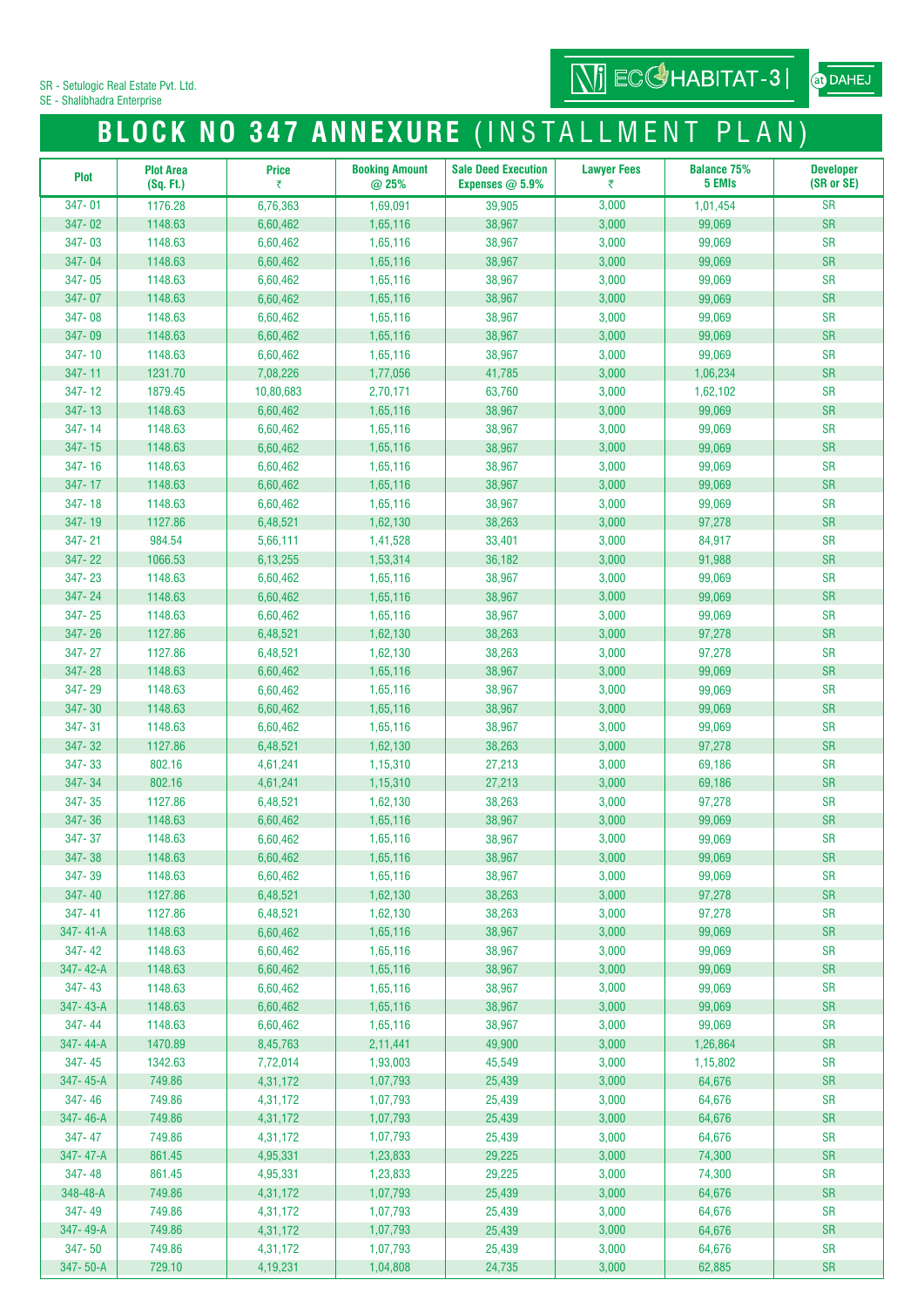SR - Setulogic Real Estate Pvt. Ltd.
SE - Shalibhadra Enterprise

ECO HABITAT-3 | at DAHEJ

# BLOCK NO 347 ANNEXURE (INSTALLMENT PLAN)

| Plot | Plot Area (Sq. Ft.) | Price ₹ | Booking Amount @ 25% | Sale Deed Execution Expenses @ 5.9% | Lawyer Fees ₹ | Balance 75% 5 EMIs | Developer (SR or SE) |
|---|---|---|---|---|---|---|---|
| 347- 01 | 1176.28 | 6,76,363 | 1,69,091 | 39,905 | 3,000 | 1,01,454 | SR |
| 347- 02 | 1148.63 | 6,60,462 | 1,65,116 | 38,967 | 3,000 | 99,069 | SR |
| 347- 03 | 1148.63 | 6,60,462 | 1,65,116 | 38,967 | 3,000 | 99,069 | SR |
| 347- 04 | 1148.63 | 6,60,462 | 1,65,116 | 38,967 | 3,000 | 99,069 | SR |
| 347- 05 | 1148.63 | 6,60,462 | 1,65,116 | 38,967 | 3,000 | 99,069 | SR |
| 347- 07 | 1148.63 | 6,60,462 | 1,65,116 | 38,967 | 3,000 | 99,069 | SR |
| 347- 08 | 1148.63 | 6,60,462 | 1,65,116 | 38,967 | 3,000 | 99,069 | SR |
| 347- 09 | 1148.63 | 6,60,462 | 1,65,116 | 38,967 | 3,000 | 99,069 | SR |
| 347- 10 | 1148.63 | 6,60,462 | 1,65,116 | 38,967 | 3,000 | 99,069 | SR |
| 347- 11 | 1231.70 | 7,08,226 | 1,77,056 | 41,785 | 3,000 | 1,06,234 | SR |
| 347- 12 | 1879.45 | 10,80,683 | 2,70,171 | 63,760 | 3,000 | 1,62,102 | SR |
| 347- 13 | 1148.63 | 6,60,462 | 1,65,116 | 38,967 | 3,000 | 99,069 | SR |
| 347- 14 | 1148.63 | 6,60,462 | 1,65,116 | 38,967 | 3,000 | 99,069 | SR |
| 347- 15 | 1148.63 | 6,60,462 | 1,65,116 | 38,967 | 3,000 | 99,069 | SR |
| 347- 16 | 1148.63 | 6,60,462 | 1,65,116 | 38,967 | 3,000 | 99,069 | SR |
| 347- 17 | 1148.63 | 6,60,462 | 1,65,116 | 38,967 | 3,000 | 99,069 | SR |
| 347- 18 | 1148.63 | 6,60,462 | 1,65,116 | 38,967 | 3,000 | 99,069 | SR |
| 347- 19 | 1127.86 | 6,48,521 | 1,62,130 | 38,263 | 3,000 | 97,278 | SR |
| 347- 21 | 984.54 | 5,66,111 | 1,41,528 | 33,401 | 3,000 | 84,917 | SR |
| 347- 22 | 1066.53 | 6,13,255 | 1,53,314 | 36,182 | 3,000 | 91,988 | SR |
| 347- 23 | 1148.63 | 6,60,462 | 1,65,116 | 38,967 | 3,000 | 99,069 | SR |
| 347- 24 | 1148.63 | 6,60,462 | 1,65,116 | 38,967 | 3,000 | 99,069 | SR |
| 347- 25 | 1148.63 | 6,60,462 | 1,65,116 | 38,967 | 3,000 | 99,069 | SR |
| 347- 26 | 1127.86 | 6,48,521 | 1,62,130 | 38,263 | 3,000 | 97,278 | SR |
| 347- 27 | 1127.86 | 6,48,521 | 1,62,130 | 38,263 | 3,000 | 97,278 | SR |
| 347- 28 | 1148.63 | 6,60,462 | 1,65,116 | 38,967 | 3,000 | 99,069 | SR |
| 347- 29 | 1148.63 | 6,60,462 | 1,65,116 | 38,967 | 3,000 | 99,069 | SR |
| 347- 30 | 1148.63 | 6,60,462 | 1,65,116 | 38,967 | 3,000 | 99,069 | SR |
| 347- 31 | 1148.63 | 6,60,462 | 1,65,116 | 38,967 | 3,000 | 99,069 | SR |
| 347- 32 | 1127.86 | 6,48,521 | 1,62,130 | 38,263 | 3,000 | 97,278 | SR |
| 347- 33 | 802.16 | 4,61,241 | 1,15,310 | 27,213 | 3,000 | 69,186 | SR |
| 347- 34 | 802.16 | 4,61,241 | 1,15,310 | 27,213 | 3,000 | 69,186 | SR |
| 347- 35 | 1127.86 | 6,48,521 | 1,62,130 | 38,263 | 3,000 | 97,278 | SR |
| 347- 36 | 1148.63 | 6,60,462 | 1,65,116 | 38,967 | 3,000 | 99,069 | SR |
| 347- 37 | 1148.63 | 6,60,462 | 1,65,116 | 38,967 | 3,000 | 99,069 | SR |
| 347- 38 | 1148.63 | 6,60,462 | 1,65,116 | 38,967 | 3,000 | 99,069 | SR |
| 347- 39 | 1148.63 | 6,60,462 | 1,65,116 | 38,967 | 3,000 | 99,069 | SR |
| 347- 40 | 1127.86 | 6,48,521 | 1,62,130 | 38,263 | 3,000 | 97,278 | SR |
| 347- 41 | 1127.86 | 6,48,521 | 1,62,130 | 38,263 | 3,000 | 97,278 | SR |
| 347- 41-A | 1148.63 | 6,60,462 | 1,65,116 | 38,967 | 3,000 | 99,069 | SR |
| 347- 42 | 1148.63 | 6,60,462 | 1,65,116 | 38,967 | 3,000 | 99,069 | SR |
| 347- 42-A | 1148.63 | 6,60,462 | 1,65,116 | 38,967 | 3,000 | 99,069 | SR |
| 347- 43 | 1148.63 | 6,60,462 | 1,65,116 | 38,967 | 3,000 | 99,069 | SR |
| 347- 43-A | 1148.63 | 6,60,462 | 1,65,116 | 38,967 | 3,000 | 99,069 | SR |
| 347- 44 | 1148.63 | 6,60,462 | 1,65,116 | 38,967 | 3,000 | 99,069 | SR |
| 347- 44-A | 1470.89 | 8,45,763 | 2,11,441 | 49,900 | 3,000 | 1,26,864 | SR |
| 347- 45 | 1342.63 | 7,72,014 | 1,93,003 | 45,549 | 3,000 | 1,15,802 | SR |
| 347- 45-A | 749.86 | 4,31,172 | 1,07,793 | 25,439 | 3,000 | 64,676 | SR |
| 347- 46 | 749.86 | 4,31,172 | 1,07,793 | 25,439 | 3,000 | 64,676 | SR |
| 347- 46-A | 749.86 | 4,31,172 | 1,07,793 | 25,439 | 3,000 | 64,676 | SR |
| 347- 47 | 749.86 | 4,31,172 | 1,07,793 | 25,439 | 3,000 | 64,676 | SR |
| 347- 47-A | 861.45 | 4,95,331 | 1,23,833 | 29,225 | 3,000 | 74,300 | SR |
| 347- 48 | 861.45 | 4,95,331 | 1,23,833 | 29,225 | 3,000 | 74,300 | SR |
| 348-48-A | 749.86 | 4,31,172 | 1,07,793 | 25,439 | 3,000 | 64,676 | SR |
| 347- 49 | 749.86 | 4,31,172 | 1,07,793 | 25,439 | 3,000 | 64,676 | SR |
| 347- 49-A | 749.86 | 4,31,172 | 1,07,793 | 25,439 | 3,000 | 64,676 | SR |
| 347- 50 | 749.86 | 4,31,172 | 1,07,793 | 25,439 | 3,000 | 64,676 | SR |
| 347- 50-A | 729.10 | 4,19,231 | 1,04,808 | 24,735 | 3,000 | 62,885 | SR |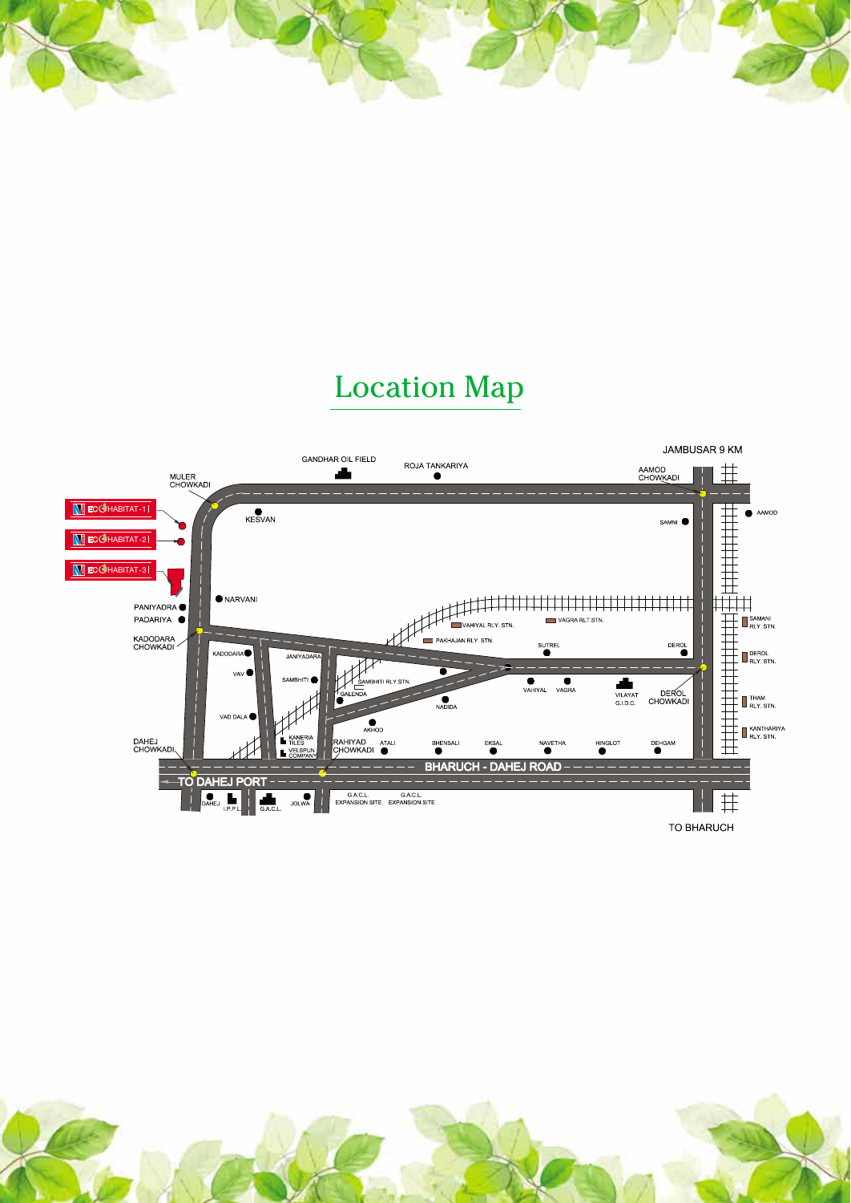# Location Map

JAMBUSAR 9 KM

GANDHAR OIL FIELD

ROJA TANKARIYA

AAMOD CHOWKADI

MULER CHOWKADI

ECOHABITAT-1

ECOHABITAT-2

ECOHABITAT-3

KESVAN

SAMNI

AAMOD

NARVANI

PANIYADRA

PADARIYA

KADODARA CHOWKADI

VAHIYAL RLY. STN.

VAGRA RLT.STN.

SAMANI RLY. STN.

PAKHAJAN RLY. STN.

SUTREL

DEROL

DEROL RLY. STN.

KADODARA

JANIYADARA

VAV

SAMBHITI

SAMBHITI RLY.STN.

GALENDA

NADIDA

VAHIYAL

VAGRA

VILAYAT G.I.D.C.

DEROL CHOWKADI

THAM RLY. STN.

VAD DALA

AKHOD

KANTHARIYA RLY. STN.

DAHEJ CHOWKADI

KANERIA TILES

VELSPUN COMPANY

RAHIYAD CHOWKADI

ATALI

BHENSALI

EKSAL

NAVETHA

HINGLOT

DEHGAM

TO DAHEJ PORT

BHARUCH - DAHEJ ROAD

DAHEJ

I.P.P.L.

G.A.C.L.

JOLWA

G.A.C.L. EXPANSION SITE

G.A.C.L. EXPANSION SITE

TO BHARUCH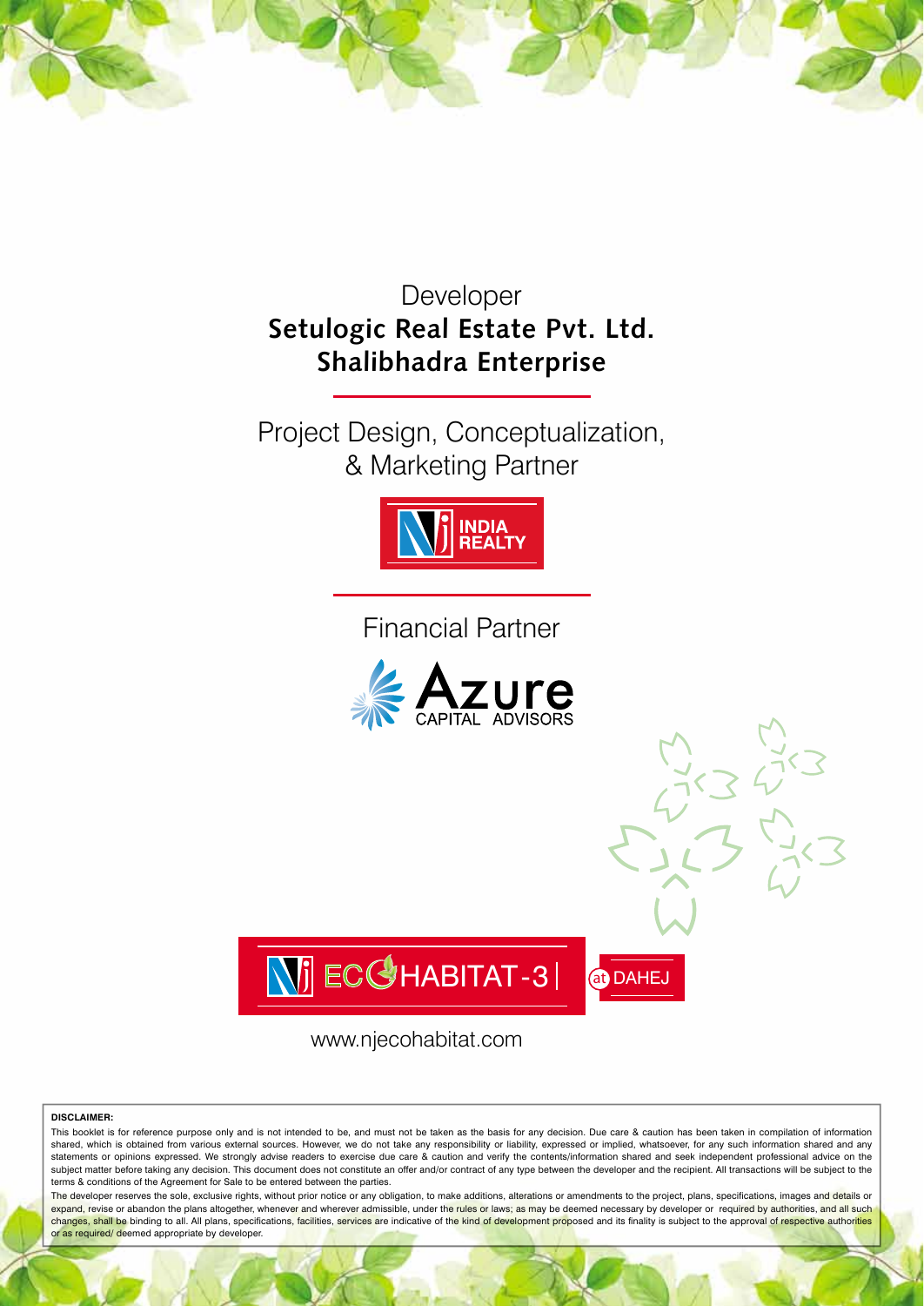Developer

**Setulogic Real Estate Pvt. Ltd.**
**Shalibhadra Enterprise**

Project Design, Conceptualization, & Marketing Partner

INDIA REALTY

Financial Partner

Azure CAPITAL ADVISORS

ECOHABITAT-3 | at DAHEJ

www.njecohabitat.com

**DISCLAIMER:**

This booklet is for reference purpose only and is not intended to be, and must not be taken as the basis for any decision. Due care & caution has been taken in compilation of information shared, which is obtained from various external sources. However, we do not take any responsibility or liability, expressed or implied, whatsoever, for any such information shared and any statements or opinions expressed. We strongly advise readers to exercise due care & caution and verify the contents/information shared and seek independent professional advice on the subject matter before taking any decision. This document does not constitute an offer and/or contract of any type between the developer and the recipient. All transactions will be subject to the terms & conditions of the Agreement for Sale to be entered between the parties.

The developer reserves the sole, exclusive rights, without prior notice or any obligation, to make additions, alterations or amendments to the project, plans, specifications, images and details or expand, revise or abandon the plans altogether, whenever and wherever admissible, under the rules or laws; as may be deemed necessary by developer or required by authorities, and all such changes, shall be binding to all. All plans, specifications, facilities, services are indicative of the kind of development proposed and its finality is subject to the approval of respective authorities or as required/ deemed appropriate by developer.